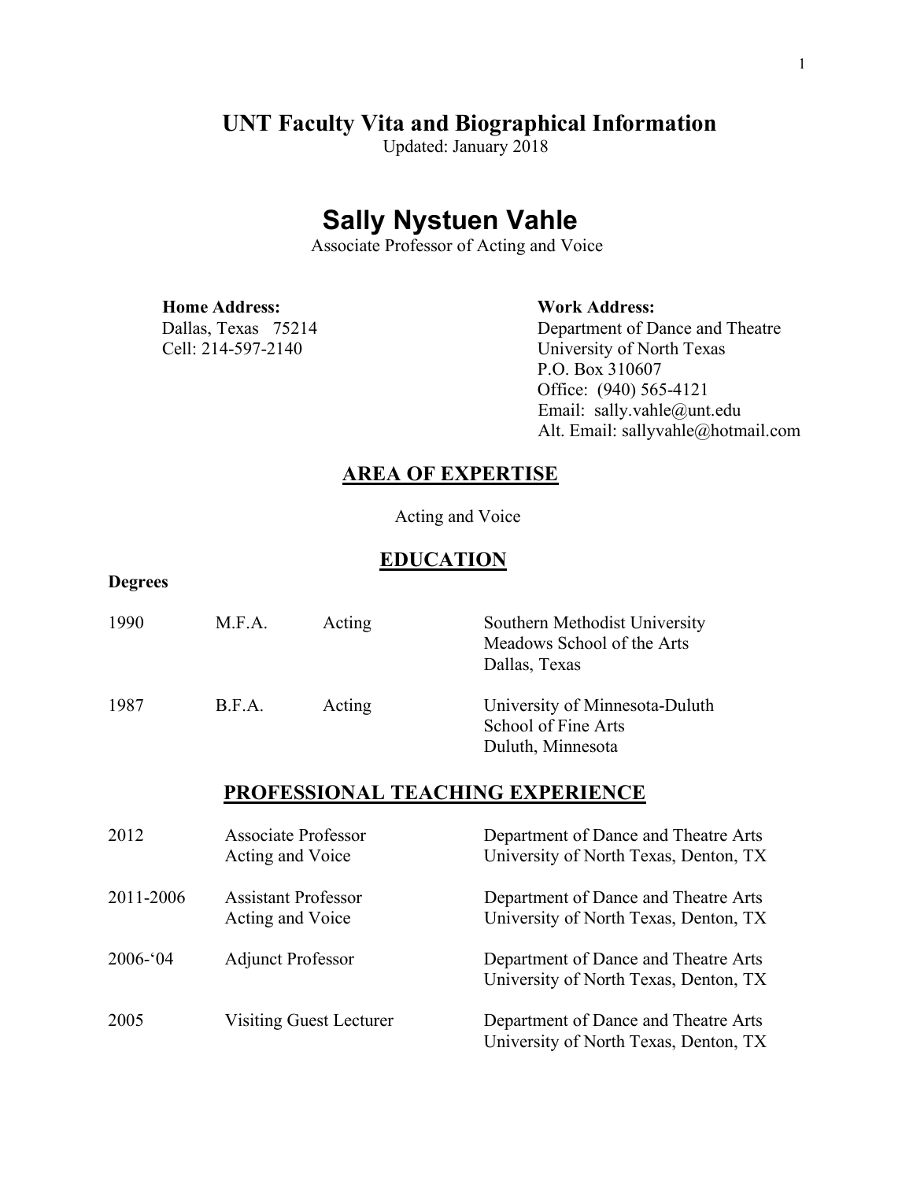# UNT Faculty Vita and Biographical Information

Updated: January 2018

# Sally Nystuen Vahle

Associate Professor of Acting and Voice

**Home Address:**
Dallas, Texas 75214
Cell: 214-597-2140

**Work Address:**
Department of Dance and Theatre
University of North Texas
P.O. Box 310607
Office: (940) 565-4121
Email: sally.vahle@unt.edu
Alt. Email: sallyvahle@hotmail.com

## AREA OF EXPERTISE

Acting and Voice

## EDUCATION

**Degrees**

| | | | |
|---|---|---|---|
| 1990 | M.F.A. | Acting | Southern Methodist University<br>Meadows School of the Arts<br>Dallas, Texas |
| 1987 | B.F.A. | Acting | University of Minnesota-Duluth<br>School of Fine Arts<br>Duluth, Minnesota |

## PROFESSIONAL TEACHING EXPERIENCE

| | | |
|---|---|---|
| 2012 | Associate Professor<br>Acting and Voice | Department of Dance and Theatre Arts<br>University of North Texas, Denton, TX |
| 2011-2006 | Assistant Professor<br>Acting and Voice | Department of Dance and Theatre Arts<br>University of North Texas, Denton, TX |
| 2006-'04 | Adjunct Professor | Department of Dance and Theatre Arts<br>University of North Texas, Denton, TX |
| 2005 | Visiting Guest Lecturer | Department of Dance and Theatre Arts<br>University of North Texas, Denton, TX |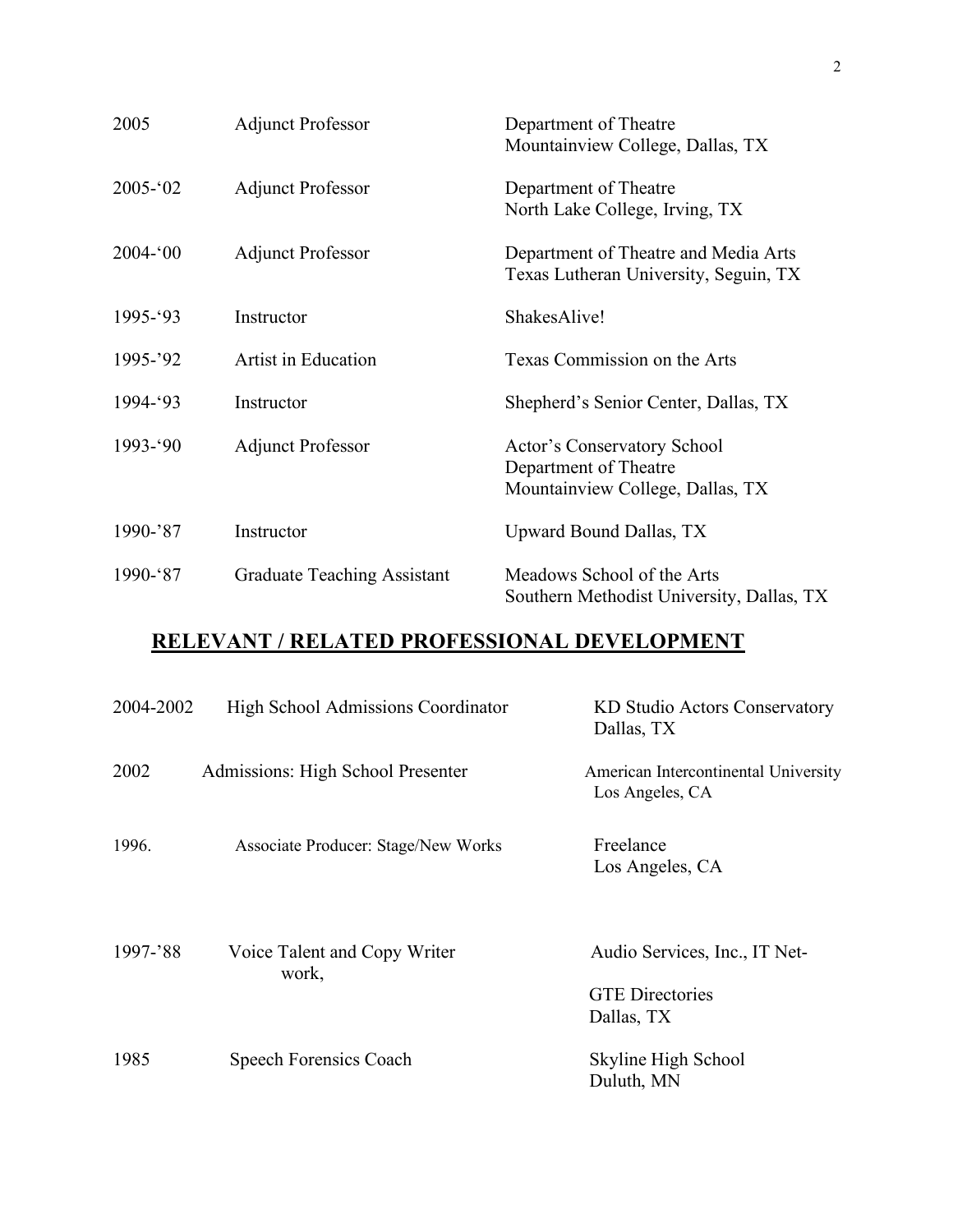| | | |
|---|---|---|
| 2005 | Adjunct Professor | Department of Theatre<br>Mountainview College, Dallas, TX |
| 2005-'02 | Adjunct Professor | Department of Theatre<br>North Lake College, Irving, TX |
| 2004-'00 | Adjunct Professor | Department of Theatre and Media Arts<br>Texas Lutheran University, Seguin, TX |
| 1995-'93 | Instructor | ShakesAlive! |
| 1995-'92 | Artist in Education | Texas Commission on the Arts |
| 1994-'93 | Instructor | Shepherd's Senior Center, Dallas, TX |
| 1993-'90 | Adjunct Professor | Actor's Conservatory School<br>Department of Theatre<br>Mountainview College, Dallas, TX |
| 1990-'87 | Instructor | Upward Bound Dallas, TX |
| 1990-'87 | Graduate Teaching Assistant | Meadows School of the Arts<br>Southern Methodist University, Dallas, TX |

## RELEVANT / RELATED PROFESSIONAL DEVELOPMENT

| | | |
|---|---|---|
| 2004-2002 | High School Admissions Coordinator | KD Studio Actors Conservatory<br>Dallas, TX |
| 2002 | Admissions: High School Presenter | American Intercontinental University<br>Los Angeles, CA |
| 1996. | Associate Producer: Stage/New Works | Freelance<br>Los Angeles, CA |
| 1997-'88 | Voice Talent and Copy Writer work, | Audio Services, Inc., IT Net-<br>GTE Directories<br>Dallas, TX |
| 1985 | Speech Forensics Coach | Skyline High School<br>Duluth, MN |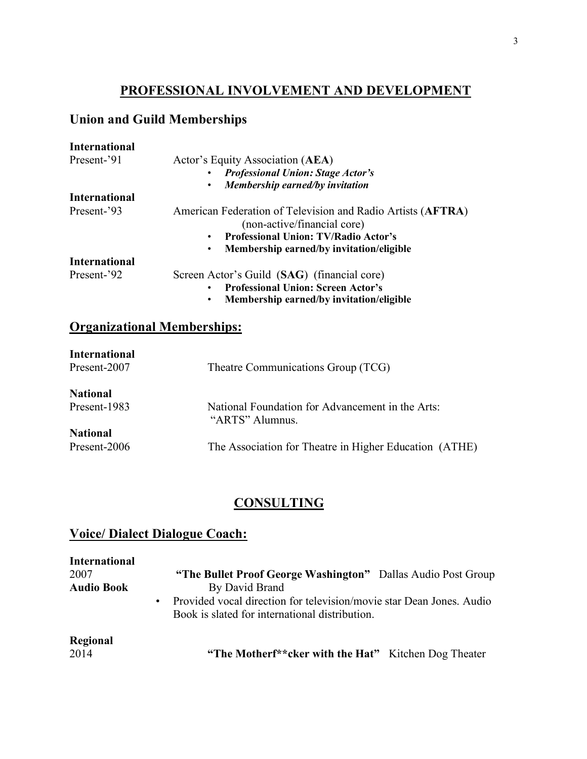## PROFESSIONAL INVOLVEMENT AND DEVELOPMENT

### Union and Guild Memberships

**International**
Present-'91 — Actor's Equity Association (**AEA**)

- ***Professional Union: Stage Actor's***
- ***Membership earned/by invitation***

**International**
Present-'93 — American Federation of Television and Radio Artists (**AFTRA**) (non-active/financial core)

- **Professional Union: TV/Radio Actor's**
- **Membership earned/by invitation/eligible**

**International**
Present-'92 — Screen Actor's Guild (**SAG**) (financial core)

- **Professional Union: Screen Actor's**
- **Membership earned/by invitation/eligible**

### Organizational Memberships:

**International**
Present-2007 — Theatre Communications Group (TCG)

**National**
Present-1983 — National Foundation for Advancement in the Arts: "ARTS" Alumnus.

**National**
Present-2006 — The Association for Theatre in Higher Education (ATHE)

## CONSULTING

### Voice/ Dialect Dialogue Coach:

**International**
2007
**Audio Book**
**"The Bullet Proof George Washington"** Dallas Audio Post Group
By David Brand

- Provided vocal direction for television/movie star Dean Jones. Audio Book is slated for international distribution.

**Regional**
2014
**"The Motherf**cker with the Hat"** Kitchen Dog Theater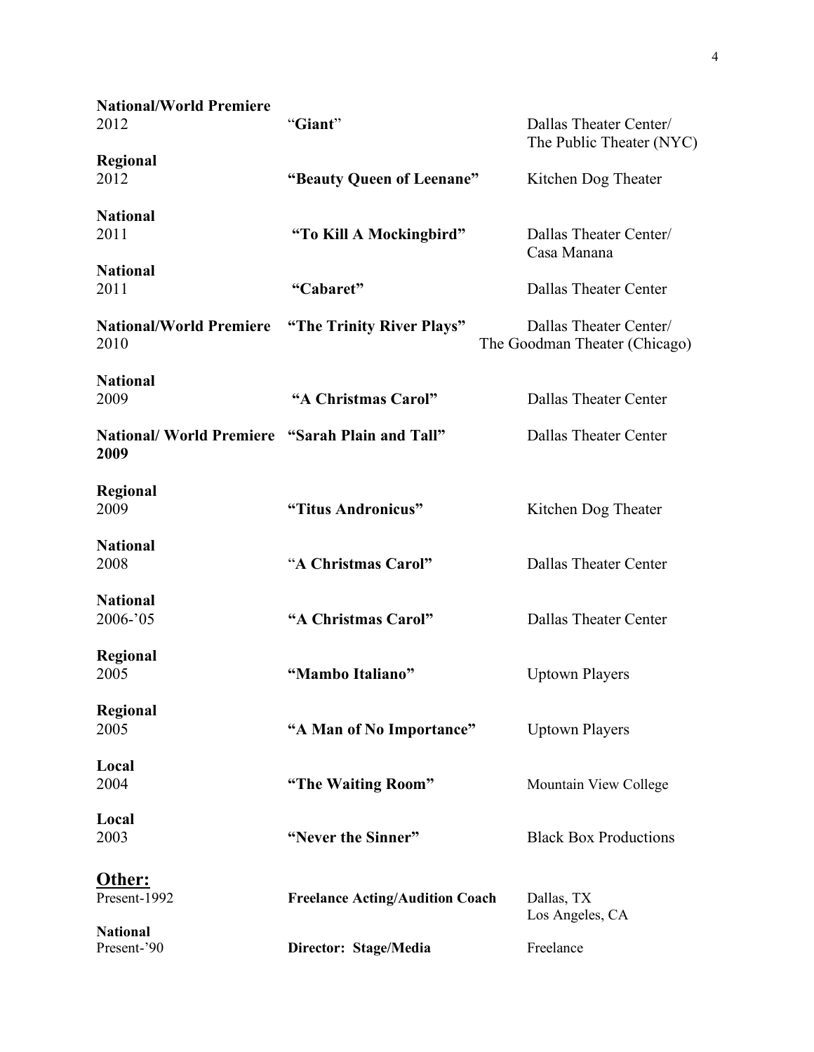| | | |
|---|---|---|
| **National/World Premiere**<br>2012 | "**Giant**" | Dallas Theater Center/<br>The Public Theater (NYC) |
| **Regional**<br>2012 | **"Beauty Queen of Leenane"** | Kitchen Dog Theater |
| **National**<br>2011 | **"To Kill A Mockingbird"** | Dallas Theater Center/<br>Casa Manana |
| **National**<br>2011 | **"Cabaret"** | Dallas Theater Center |
| **National/World Premiere**<br>2010 | **"The Trinity River Plays"** | Dallas Theater Center/<br>The Goodman Theater (Chicago) |
| **National**<br>2009 | **"A Christmas Carol"** | Dallas Theater Center |
| **National/ World Premiere**<br>**2009** | **"Sarah Plain and Tall"** | Dallas Theater Center |
| **Regional**<br>2009 | **"Titus Andronicus"** | Kitchen Dog Theater |
| **National**<br>2008 | "**A Christmas Carol"** | Dallas Theater Center |
| **National**<br>2006-'05 | **"A Christmas Carol"** | Dallas Theater Center |
| **Regional**<br>2005 | **"Mambo Italiano"** | Uptown Players |
| **Regional**<br>2005 | **"A Man of No Importance"** | Uptown Players |
| **Local**<br>2004 | **"The Waiting Room"** | Mountain View College |
| **Local**<br>2003 | **"Never the Sinner"** | Black Box Productions |

## Other:

| | | |
|---|---|---|
| Present-1992 | **Freelance Acting/Audition Coach** | Dallas, TX<br>Los Angeles, CA |
| **National**<br>Present-'90 | **Director: Stage/Media** | Freelance |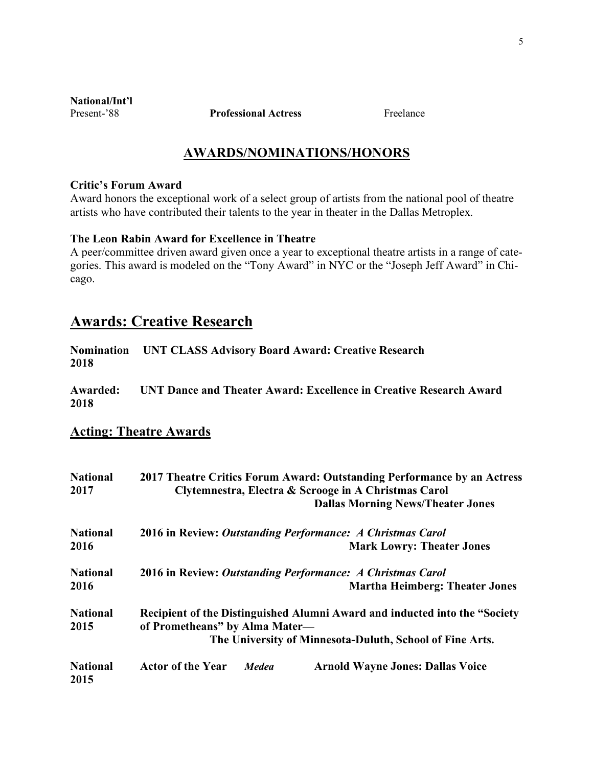**National/Int'l**

Present-'88 **Professional Actress** Freelance

## AWARDS/NOMINATIONS/HONORS

**Critic's Forum Award**

Award honors the exceptional work of a select group of artists from the national pool of theatre artists who have contributed their talents to the year in theater in the Dallas Metroplex.

**The Leon Rabin Award for Excellence in Theatre**

A peer/committee driven award given once a year to exceptional theatre artists in a range of categories. This award is modeled on the "Tony Award" in NYC or the "Joseph Jeff Award" in Chicago.

## Awards: Creative Research

**Nomination 2018** **UNT CLASS Advisory Board Award: Creative Research**

**Awarded: 2018** **UNT Dance and Theater Award: Excellence in Creative Research Award**

## Acting: Theatre Awards

**National 2017** **2017 Theatre Critics Forum Award: Outstanding Performance by an Actress**
**Clytemnestra, Electra & Scrooge in A Christmas Carol**
**Dallas Morning News/Theater Jones**

**National 2016** **2016 in Review: *Outstanding Performance: A Christmas Carol***
**Mark Lowry: Theater Jones**

**National 2016** **2016 in Review: *Outstanding Performance: A Christmas Carol***
**Martha Heimberg: Theater Jones**

**National 2015** **Recipient of the Distinguished Alumni Award and inducted into the "Society of Prometheans" by Alma Mater—**
**The University of Minnesota-Duluth, School of Fine Arts.**

**National 2015** **Actor of the Year** ***Medea*** **Arnold Wayne Jones: Dallas Voice**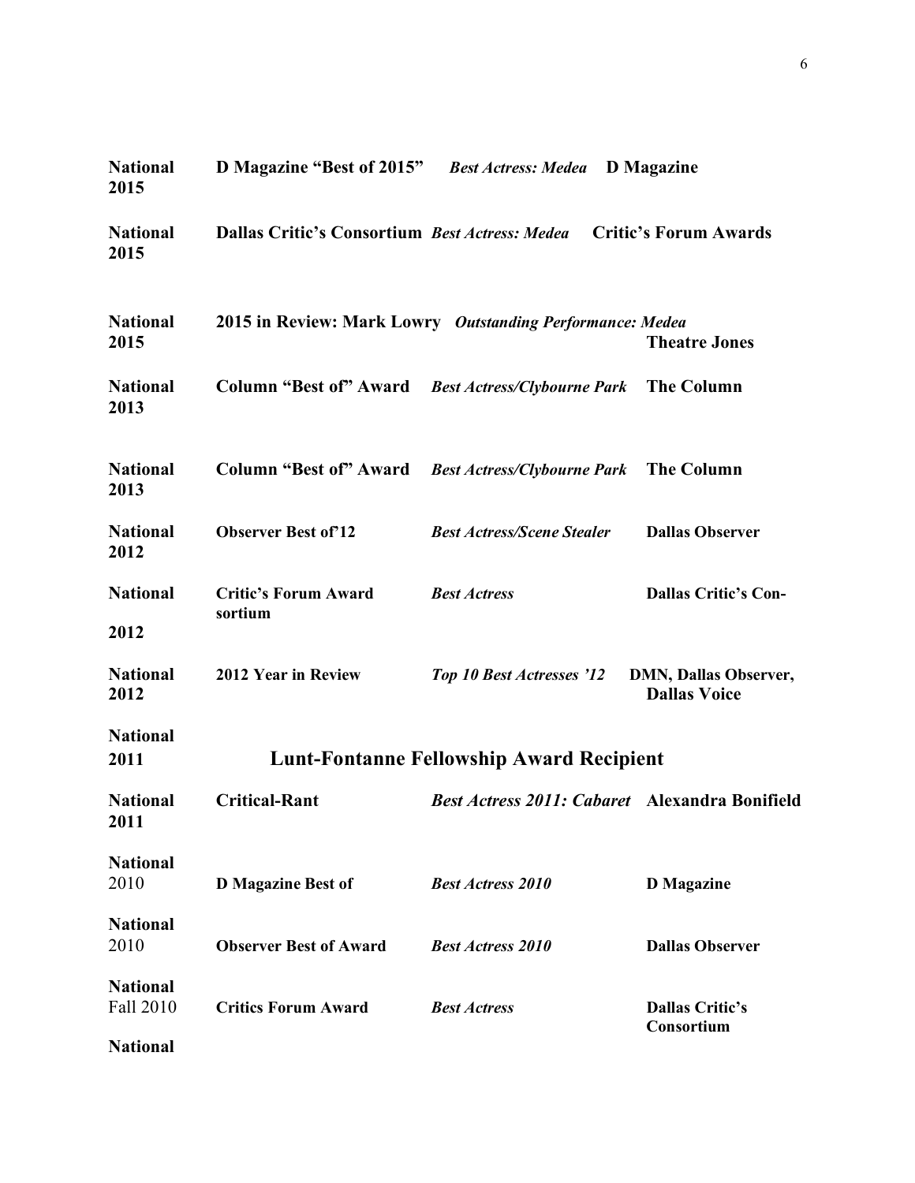| | | | |
|---|---|---|---|
| **National 2015** | **D Magazine "Best of 2015"** | ***Best Actress: Medea*** | **D Magazine** |
| **National 2015** | **Dallas Critic's Consortium** | ***Best Actress: Medea*** | **Critic's Forum Awards** |
| **National 2015** | **2015 in Review: Mark Lowry** | ***Outstanding Performance: Medea*** | **Theatre Jones** |
| **National 2013** | **Column "Best of" Award** | ***Best Actress/Clybourne Park*** | **The Column** |
| **National 2013** | **Column "Best of" Award** | ***Best Actress/Clybourne Park*** | **The Column** |
| **National 2012** | **Observer Best of'12** | ***Best Actress/Scene Stealer*** | **Dallas Observer** |
| **National 2012** | **Critic's Forum Award sortium** | ***Best Actress*** | **Dallas Critic's Con-** |
| **National 2012** | **2012 Year in Review** | ***Top 10 Best Actresses '12*** | **DMN, Dallas Observer, Dallas Voice** |
| **National 2011** | **Lunt-Fontanne Fellowship Award Recipient** | | |
| **National 2011** | **Critical-Rant** | ***Best Actress 2011: Cabaret*** | **Alexandra Bonifield** |
| **National** 2010 | **D Magazine Best of** | ***Best Actress 2010*** | **D Magazine** |
| **National** 2010 | **Observer Best of Award** | ***Best Actress 2010*** | **Dallas Observer** |
| **National** Fall 2010 | **Critics Forum Award** | ***Best Actress*** | **Dallas Critic's Consortium** |
| **National** | | | |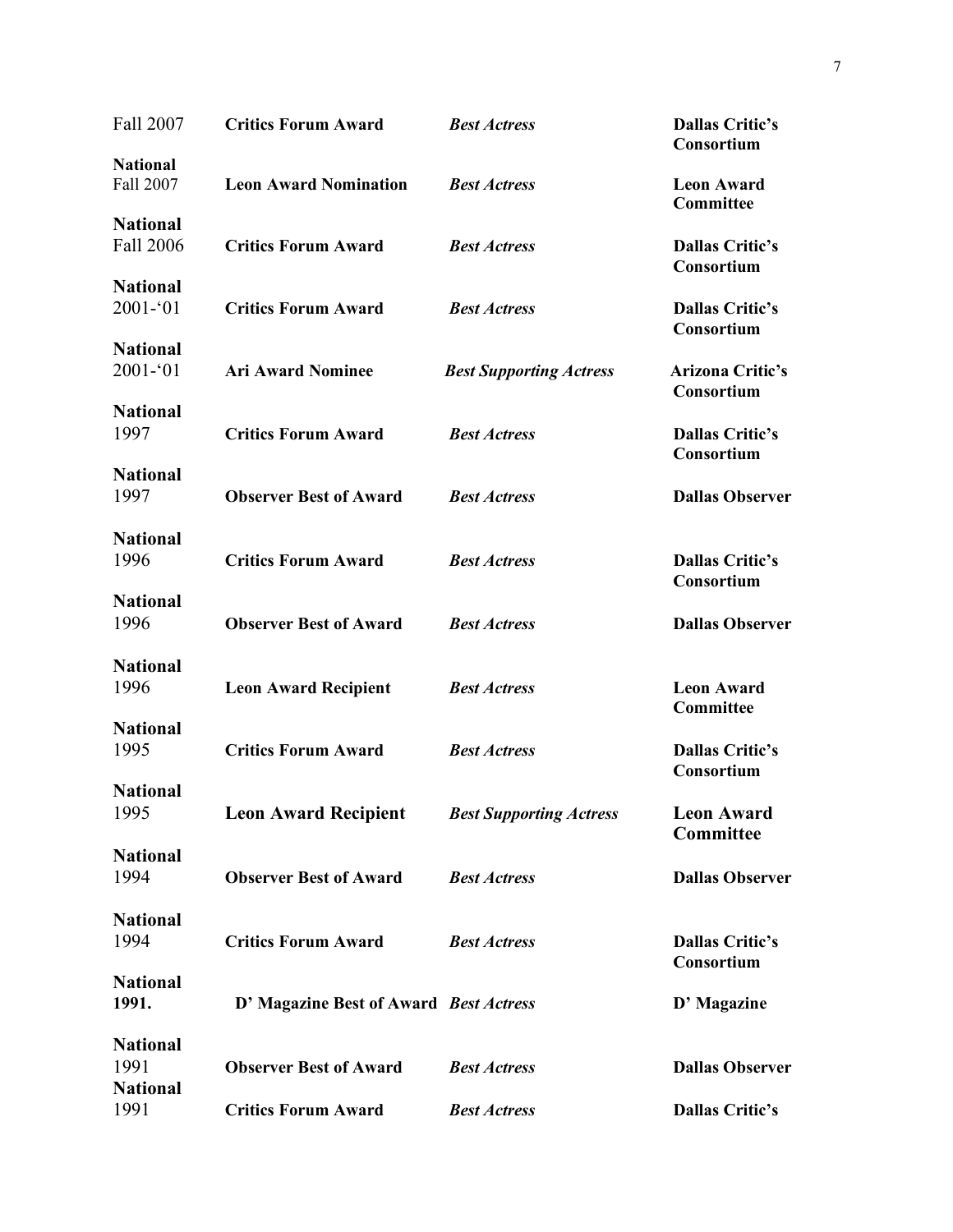| | | | |
|---|---|---|---|
| Fall 2007 | **Critics Forum Award** | ***Best Actress*** | **Dallas Critic's Consortium** |
| **National** | | | |
| Fall 2007 | **Leon Award Nomination** | ***Best Actress*** | **Leon Award Committee** |
| **National** | | | |
| Fall 2006 | **Critics Forum Award** | ***Best Actress*** | **Dallas Critic's Consortium** |
| **National** | | | |
| 2001-'01 | **Critics Forum Award** | ***Best Actress*** | **Dallas Critic's Consortium** |
| **National** | | | |
| 2001-'01 | **Ari Award Nominee** | ***Best Supporting Actress*** | **Arizona Critic's Consortium** |
| **National** | | | |
| 1997 | **Critics Forum Award** | ***Best Actress*** | **Dallas Critic's Consortium** |
| **National** | | | |
| 1997 | **Observer Best of Award** | ***Best Actress*** | **Dallas Observer** |
| **National** | | | |
| 1996 | **Critics Forum Award** | ***Best Actress*** | **Dallas Critic's Consortium** |
| **National** | | | |
| 1996 | **Observer Best of Award** | ***Best Actress*** | **Dallas Observer** |
| **National** | | | |
| 1996 | **Leon Award Recipient** | ***Best Actress*** | **Leon Award Committee** |
| **National** | | | |
| 1995 | **Critics Forum Award** | ***Best Actress*** | **Dallas Critic's Consortium** |
| **National** | | | |
| 1995 | **Leon Award Recipient** | ***Best Supporting Actress*** | **Leon Award Committee** |
| **National** | | | |
| 1994 | **Observer Best of Award** | ***Best Actress*** | **Dallas Observer** |
| **National** | | | |
| 1994 | **Critics Forum Award** | ***Best Actress*** | **Dallas Critic's Consortium** |
| **National** | | | |
| **1991.** | **D' Magazine Best of Award** | ***Best Actress*** | **D' Magazine** |
| **National** | | | |
| 1991 | **Observer Best of Award** | ***Best Actress*** | **Dallas Observer** |
| **National** | | | |
| 1991 | **Critics Forum Award** | ***Best Actress*** | **Dallas Critic's** |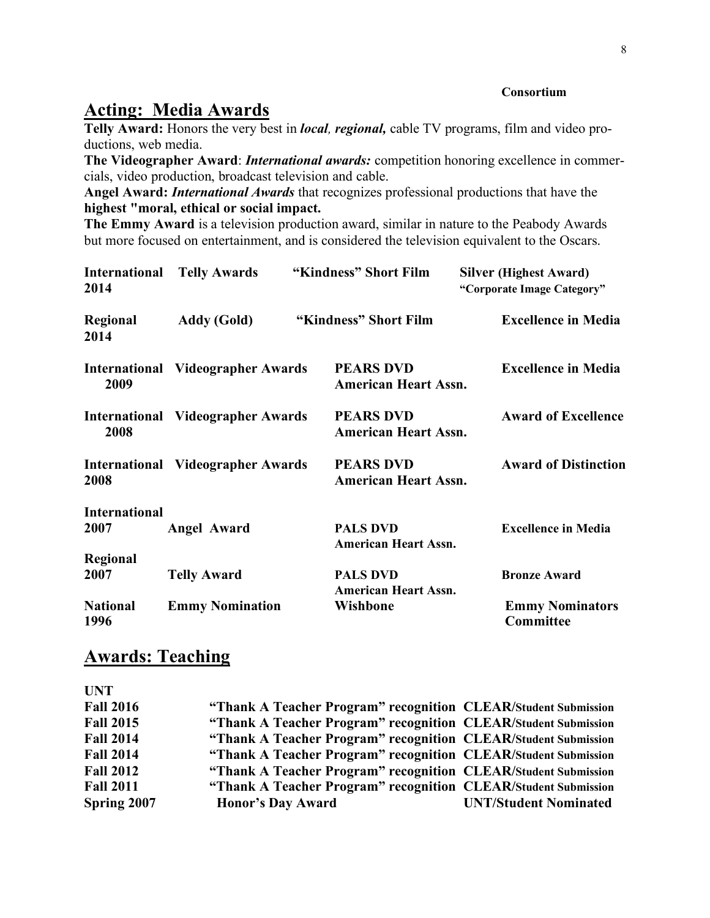**Consortium**

## Acting: Media Awards

**Telly Award:** Honors the very best in ***local, regional,*** cable TV programs, film and video productions, web media.

**The Videographer Award**: ***International awards:*** competition honoring excellence in commercials, video production, broadcast television and cable.

**Angel Award:** ***International Awards*** that recognizes professional productions that have the **highest "moral, ethical or social impact.**

**The Emmy Award** is a television production award, similar in nature to the Peabody Awards but more focused on entertainment, and is considered the television equivalent to the Oscars.

| | | | |
|---|---|---|---|
| **International 2014** | **Telly Awards** | **"Kindness" Short Film** | **Silver (Highest Award) "Corporate Image Category"** |
| **Regional 2014** | **Addy (Gold)** | **"Kindness" Short Film** | **Excellence in Media** |
| **International 2009** | **Videographer Awards** | **PEARS DVD American Heart Assn.** | **Excellence in Media** |
| **International 2008** | **Videographer Awards** | **PEARS DVD American Heart Assn.** | **Award of Excellence** |
| **International 2008** | **Videographer Awards** | **PEARS DVD American Heart Assn.** | **Award of Distinction** |
| **International 2007** | **Angel Award** | **PALS DVD American Heart Assn.** | **Excellence in Media** |
| **Regional 2007** | **Telly Award** | **PALS DVD American Heart Assn.** | **Bronze Award** |
| **National 1996** | **Emmy Nomination** | **Wishbone** | **Emmy Nominators Committee** |

## Awards: Teaching

**UNT**

| | | |
|---|---|---|
| **Fall 2016** | **"Thank A Teacher Program" recognition** | **CLEAR/Student Submission** |
| **Fall 2015** | **"Thank A Teacher Program" recognition** | **CLEAR/Student Submission** |
| **Fall 2014** | **"Thank A Teacher Program" recognition** | **CLEAR/Student Submission** |
| **Fall 2014** | **"Thank A Teacher Program" recognition** | **CLEAR/Student Submission** |
| **Fall 2012** | **"Thank A Teacher Program" recognition** | **CLEAR/Student Submission** |
| **Fall 2011** | **"Thank A Teacher Program" recognition** | **CLEAR/Student Submission** |
| **Spring 2007** | **Honor's Day Award** | **UNT/Student Nominated** |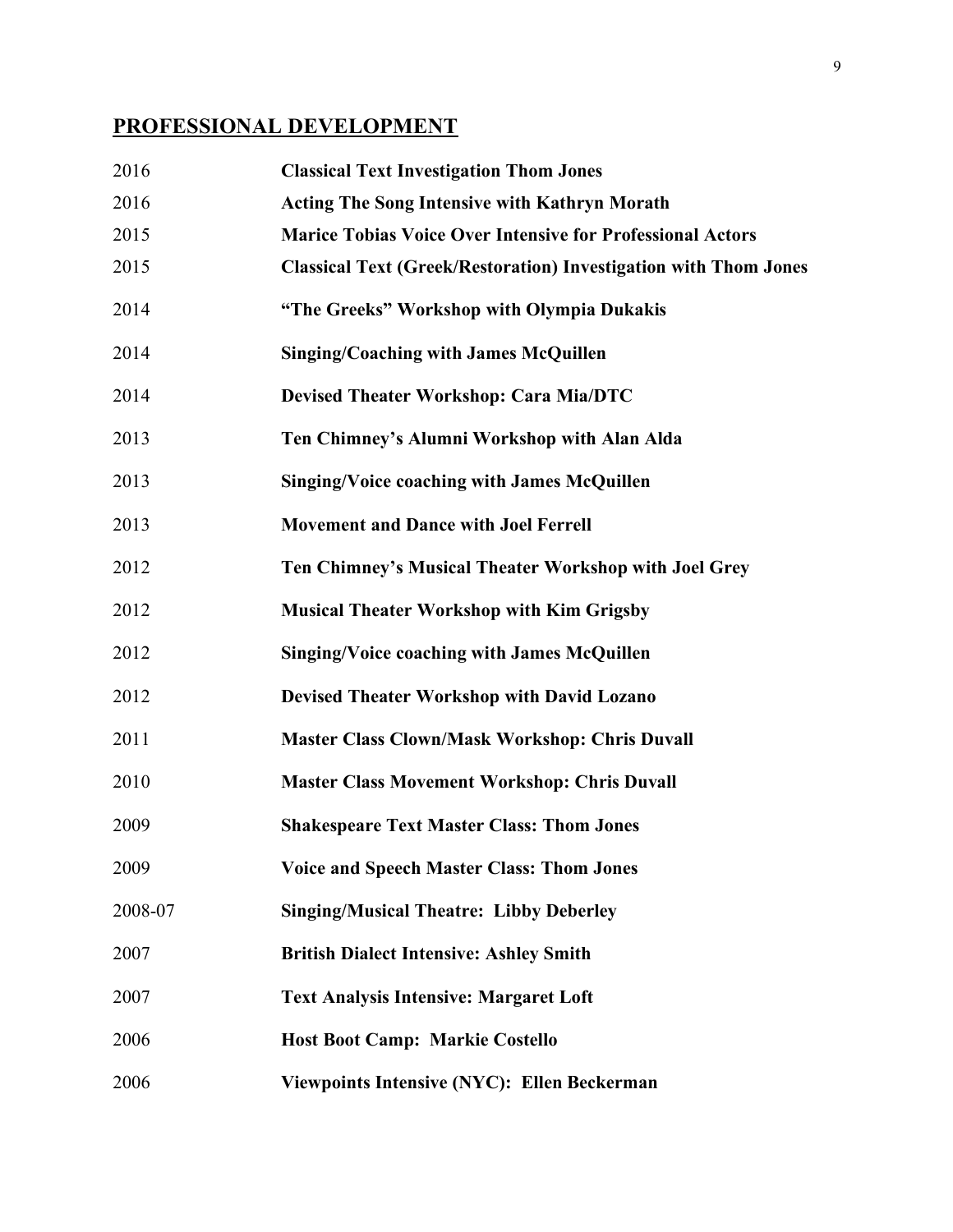## PROFESSIONAL DEVELOPMENT

| | |
|---|---|
| 2016 | **Classical Text Investigation Thom Jones** |
| 2016 | **Acting The Song Intensive with Kathryn Morath** |
| 2015 | **Marice Tobias Voice Over Intensive for Professional Actors** |
| 2015 | **Classical Text (Greek/Restoration) Investigation with Thom Jones** |
| 2014 | **"The Greeks" Workshop with Olympia Dukakis** |
| 2014 | **Singing/Coaching with James McQuillen** |
| 2014 | **Devised Theater Workshop: Cara Mia/DTC** |
| 2013 | **Ten Chimney's Alumni Workshop with Alan Alda** |
| 2013 | **Singing/Voice coaching with James McQuillen** |
| 2013 | **Movement and Dance with Joel Ferrell** |
| 2012 | **Ten Chimney's Musical Theater Workshop with Joel Grey** |
| 2012 | **Musical Theater Workshop with Kim Grigsby** |
| 2012 | **Singing/Voice coaching with James McQuillen** |
| 2012 | **Devised Theater Workshop with David Lozano** |
| 2011 | **Master Class Clown/Mask Workshop: Chris Duvall** |
| 2010 | **Master Class Movement Workshop: Chris Duvall** |
| 2009 | **Shakespeare Text Master Class: Thom Jones** |
| 2009 | **Voice and Speech Master Class: Thom Jones** |
| 2008-07 | **Singing/Musical Theatre: Libby Deberley** |
| 2007 | **British Dialect Intensive: Ashley Smith** |
| 2007 | **Text Analysis Intensive: Margaret Loft** |
| 2006 | **Host Boot Camp: Markie Costello** |
| 2006 | **Viewpoints Intensive (NYC): Ellen Beckerman** |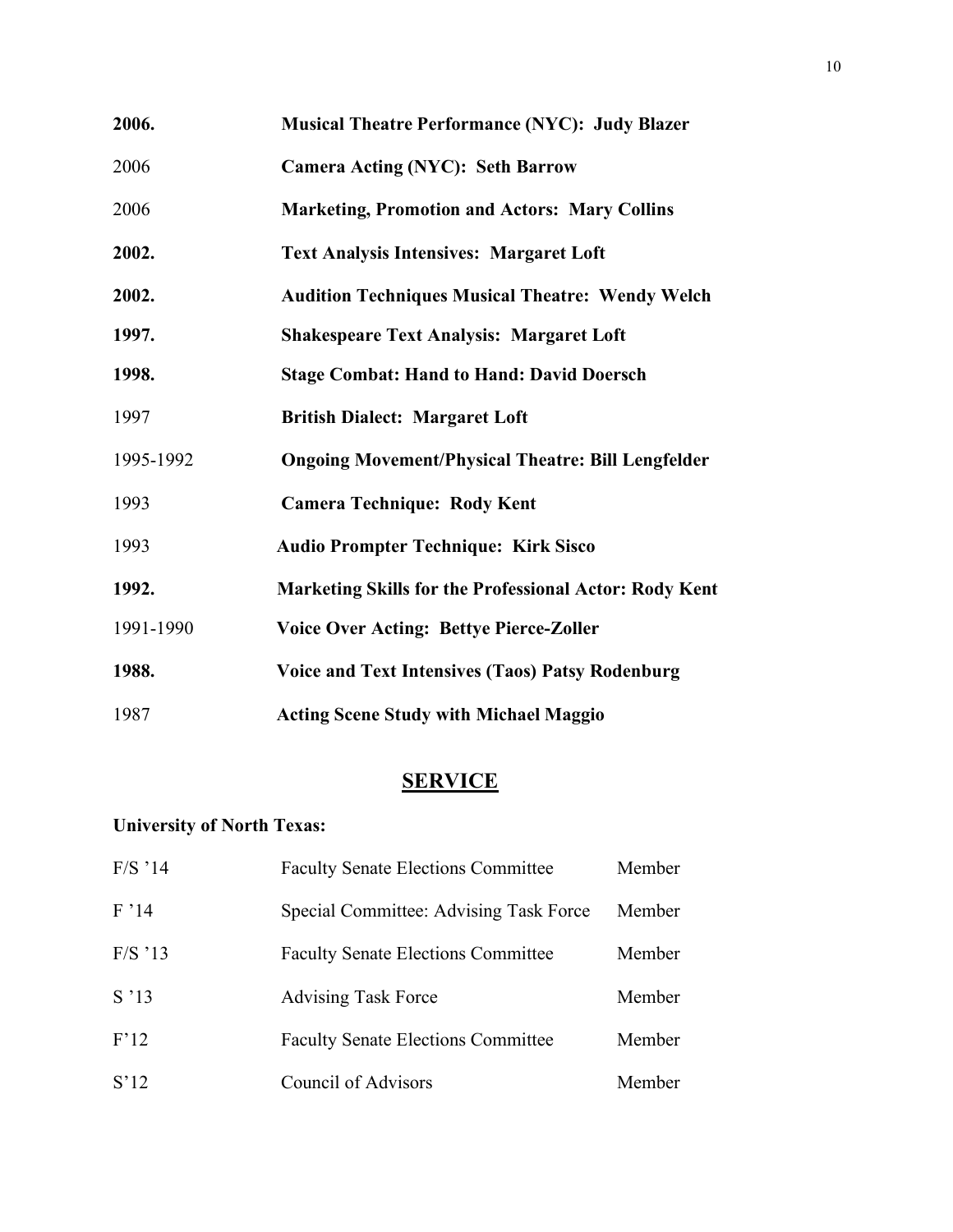| | |
|---|---|
| **2006.** | **Musical Theatre Performance (NYC): Judy Blazer** |
| 2006 | **Camera Acting (NYC): Seth Barrow** |
| 2006 | **Marketing, Promotion and Actors: Mary Collins** |
| **2002.** | **Text Analysis Intensives: Margaret Loft** |
| **2002.** | **Audition Techniques Musical Theatre: Wendy Welch** |
| **1997.** | **Shakespeare Text Analysis: Margaret Loft** |
| **1998.** | **Stage Combat: Hand to Hand: David Doersch** |
| 1997 | **British Dialect: Margaret Loft** |
| 1995-1992 | **Ongoing Movement/Physical Theatre: Bill Lengfelder** |
| 1993 | **Camera Technique: Rody Kent** |
| 1993 | **Audio Prompter Technique: Kirk Sisco** |
| **1992.** | **Marketing Skills for the Professional Actor: Rody Kent** |
| 1991-1990 | **Voice Over Acting: Bettye Pierce-Zoller** |
| **1988.** | **Voice and Text Intensives (Taos) Patsy Rodenburg** |
| 1987 | **Acting Scene Study with Michael Maggio** |

## SERVICE

**University of North Texas:**

| | | |
|---|---|---|
| F/S '14 | Faculty Senate Elections Committee | Member |
| F '14 | Special Committee: Advising Task Force | Member |
| F/S '13 | Faculty Senate Elections Committee | Member |
| S '13 | Advising Task Force | Member |
| F'12 | Faculty Senate Elections Committee | Member |
| S'12 | Council of Advisors | Member |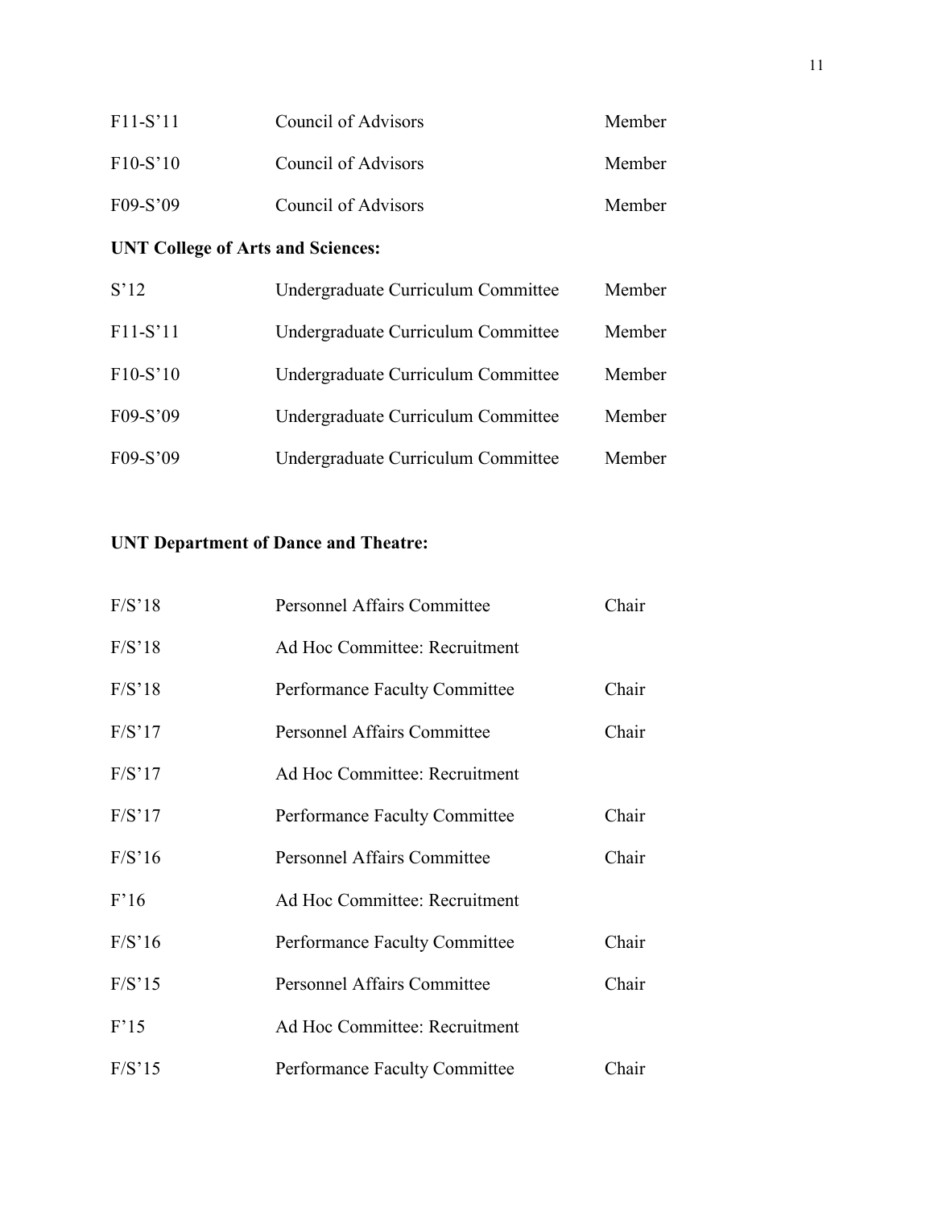| | | |
|---|---|---|
| F11-S'11 | Council of Advisors | Member |
| F10-S'10 | Council of Advisors | Member |
| F09-S'09 | Council of Advisors | Member |

**UNT College of Arts and Sciences:**

| | | |
|---|---|---|
| S'12 | Undergraduate Curriculum Committee | Member |
| F11-S'11 | Undergraduate Curriculum Committee | Member |
| F10-S'10 | Undergraduate Curriculum Committee | Member |
| F09-S'09 | Undergraduate Curriculum Committee | Member |
| F09-S'09 | Undergraduate Curriculum Committee | Member |

**UNT Department of Dance and Theatre:**

| | | |
|---|---|---|
| F/S'18 | Personnel Affairs Committee | Chair |
| F/S'18 | Ad Hoc Committee: Recruitment | |
| F/S'18 | Performance Faculty Committee | Chair |
| F/S'17 | Personnel Affairs Committee | Chair |
| F/S'17 | Ad Hoc Committee: Recruitment | |
| F/S'17 | Performance Faculty Committee | Chair |
| F/S'16 | Personnel Affairs Committee | Chair |
| F'16 | Ad Hoc Committee: Recruitment | |
| F/S'16 | Performance Faculty Committee | Chair |
| F/S'15 | Personnel Affairs Committee | Chair |
| F'15 | Ad Hoc Committee: Recruitment | |
| F/S'15 | Performance Faculty Committee | Chair |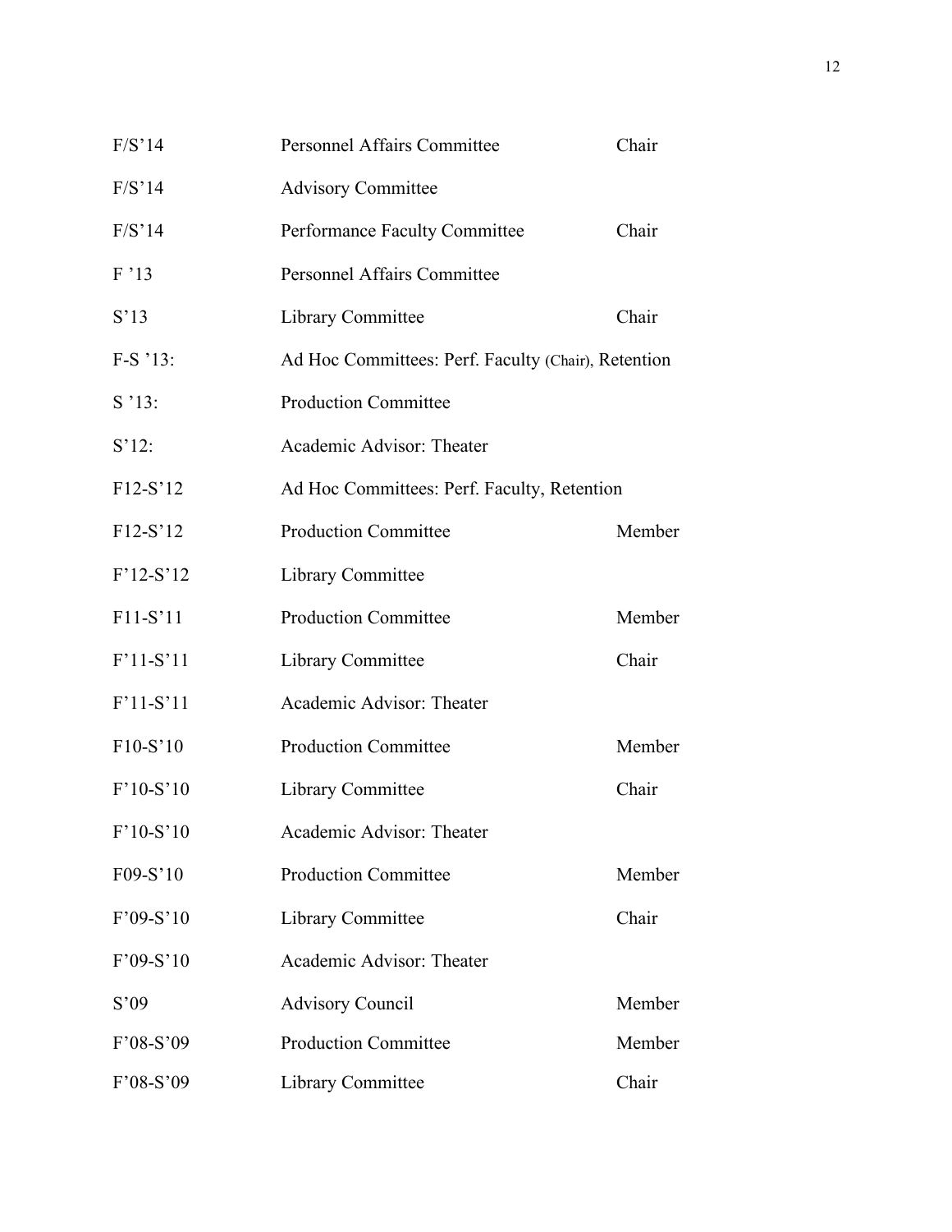| | | |
|---|---|---|
| F/S'14 | Personnel Affairs Committee | Chair |
| F/S'14 | Advisory Committee | |
| F/S'14 | Performance Faculty Committee | Chair |
| F '13 | Personnel Affairs Committee | |
| S'13 | Library Committee | Chair |
| F-S '13: | Ad Hoc Committees: Perf. Faculty (Chair), Retention | |
| S '13: | Production Committee | |
| S'12: | Academic Advisor: Theater | |
| F12-S'12 | Ad Hoc Committees: Perf. Faculty, Retention | |
| F12-S'12 | Production Committee | Member |
| F'12-S'12 | Library Committee | |
| F11-S'11 | Production Committee | Member |
| F'11-S'11 | Library Committee | Chair |
| F'11-S'11 | Academic Advisor: Theater | |
| F10-S'10 | Production Committee | Member |
| F'10-S'10 | Library Committee | Chair |
| F'10-S'10 | Academic Advisor: Theater | |
| F09-S'10 | Production Committee | Member |
| F'09-S'10 | Library Committee | Chair |
| F'09-S'10 | Academic Advisor: Theater | |
| S'09 | Advisory Council | Member |
| F'08-S'09 | Production Committee | Member |
| F'08-S'09 | Library Committee | Chair |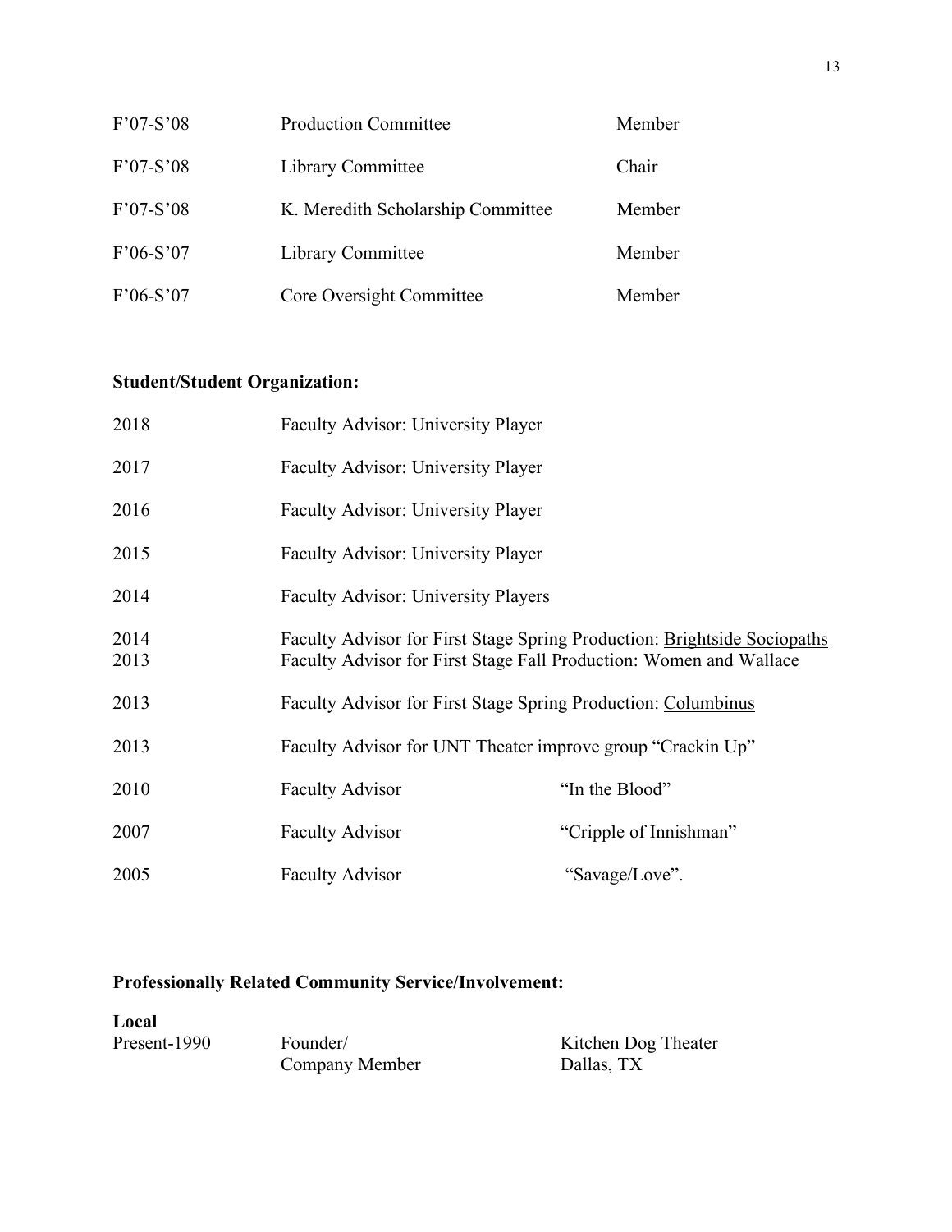| | | |
|---|---|---|
| F'07-S'08 | Production Committee | Member |
| F'07-S'08 | Library Committee | Chair |
| F'07-S'08 | K. Meredith Scholarship Committee | Member |
| F'06-S'07 | Library Committee | Member |
| F'06-S'07 | Core Oversight Committee | Member |

**Student/Student Organization:**

| | | |
|---|---|---|
| 2018 | Faculty Advisor: University Player | |
| 2017 | Faculty Advisor: University Player | |
| 2016 | Faculty Advisor: University Player | |
| 2015 | Faculty Advisor: University Player | |
| 2014 | Faculty Advisor: University Players | |
| 2014 | Faculty Advisor for First Stage Spring Production: <u>Brightside Sociopaths</u> | |
| 2013 | Faculty Advisor for First Stage Fall Production: <u>Women and Wallace</u> | |
| 2013 | Faculty Advisor for First Stage Spring Production: <u>Columbinus</u> | |
| 2013 | Faculty Advisor for UNT Theater improve group "Crackin Up" | |
| 2010 | Faculty Advisor | "In the Blood" |
| 2007 | Faculty Advisor | "Cripple of Innishman" |
| 2005 | Faculty Advisor | "Savage/Love". |

**Professionally Related Community Service/Involvement:**

**Local**

| | | |
|---|---|---|
| Present-1990 | Founder/ Company Member | Kitchen Dog Theater Dallas, TX |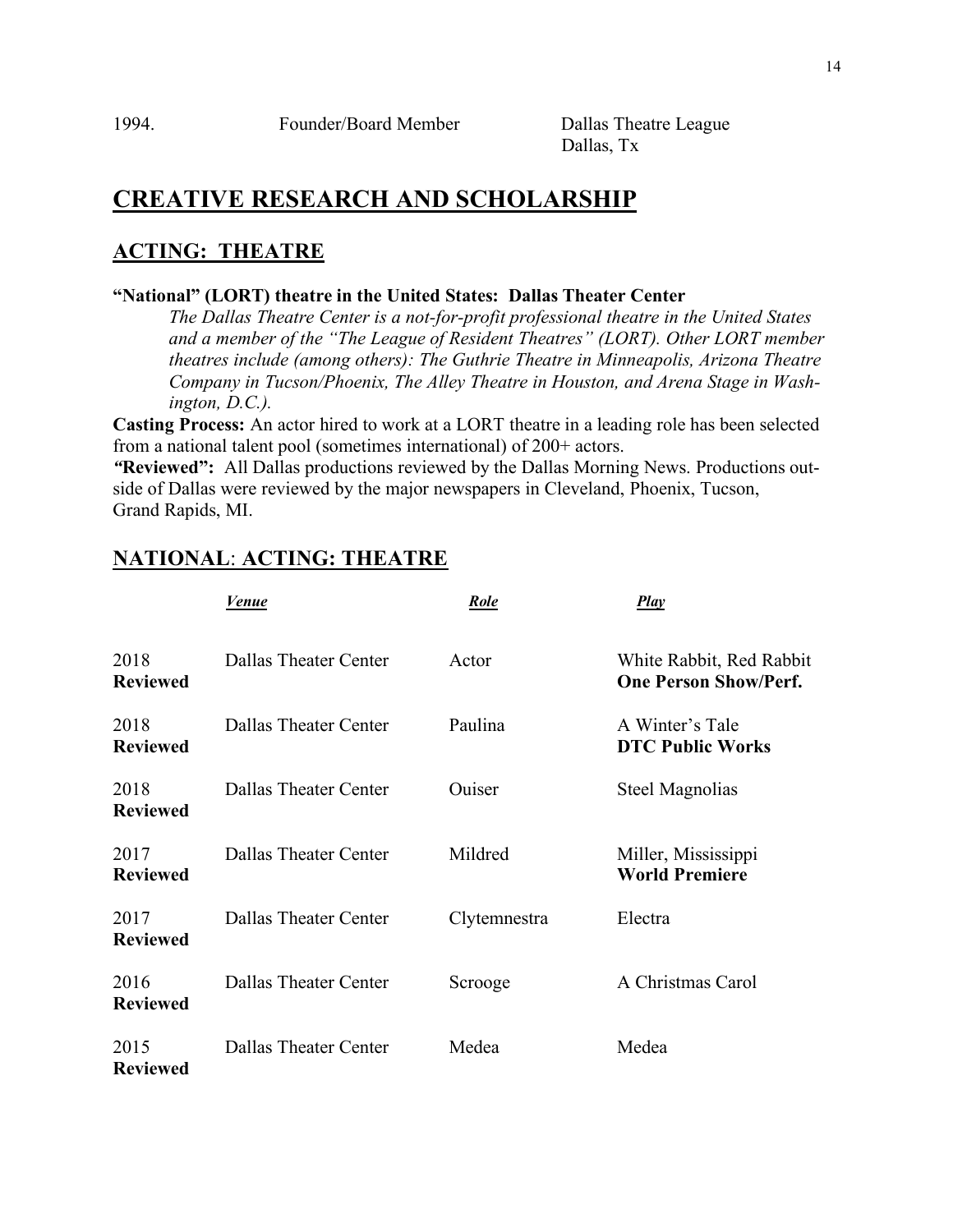| | | |
|---|---|---|
| 1994. | Founder/Board Member | Dallas Theatre League<br>Dallas, Tx |

# CREATIVE RESEARCH AND SCHOLARSHIP

## ACTING: THEATRE

**“National” (LORT) theatre in the United States: Dallas Theater Center**

*The Dallas Theatre Center is a not-for-profit professional theatre in the United States and a member of the “The League of Resident Theatres” (LORT). Other LORT member theatres include (among others): The Guthrie Theatre in Minneapolis, Arizona Theatre Company in Tucson/Phoenix, The Alley Theatre in Houston, and Arena Stage in Washington, D.C.).*

**Casting Process:** An actor hired to work at a LORT theatre in a leading role has been selected from a national talent pool (sometimes international) of 200+ actors.

***“*Reviewed”:** All Dallas productions reviewed by the Dallas Morning News. Productions outside of Dallas were reviewed by the major newspapers in Cleveland, Phoenix, Tucson, Grand Rapids, MI.

## NATIONAL: ACTING: THEATRE

| | ***Venue*** | ***Role*** | ***Play*** |
|---|---|---|---|
| 2018<br>**Reviewed** | Dallas Theater Center | Actor | White Rabbit, Red Rabbit<br>**One Person Show/Perf.** |
| 2018<br>**Reviewed** | Dallas Theater Center | Paulina | A Winter’s Tale<br>**DTC Public Works** |
| 2018<br>**Reviewed** | Dallas Theater Center | Ouiser | Steel Magnolias |
| 2017<br>**Reviewed** | Dallas Theater Center | Mildred | Miller, Mississippi<br>**World Premiere** |
| 2017<br>**Reviewed** | Dallas Theater Center | Clytemnestra | Electra |
| 2016<br>**Reviewed** | Dallas Theater Center | Scrooge | A Christmas Carol |
| 2015<br>**Reviewed** | Dallas Theater Center | Medea | Medea |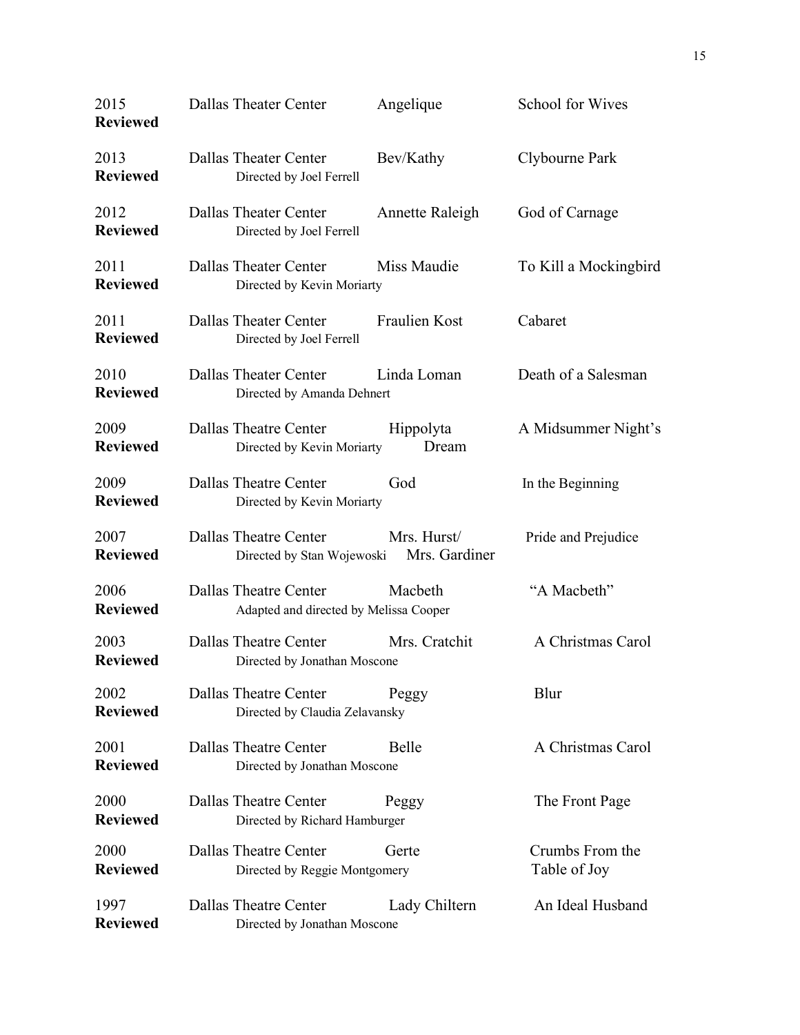| Year | Theater | Role | Production |
|---|---|---|---|
| 2015 **Reviewed** | Dallas Theater Center | Angelique | School for Wives |
| 2013 **Reviewed** | Dallas Theater Center<br>Directed by Joel Ferrell | Bev/Kathy | Clybourne Park |
| 2012 **Reviewed** | Dallas Theater Center<br>Directed by Joel Ferrell | Annette Raleigh | God of Carnage |
| 2011 **Reviewed** | Dallas Theater Center<br>Directed by Kevin Moriarty | Miss Maudie | To Kill a Mockingbird |
| 2011 **Reviewed** | Dallas Theater Center<br>Directed by Joel Ferrell | Fraulien Kost | Cabaret |
| 2010 **Reviewed** | Dallas Theater Center<br>Directed by Amanda Dehnert | Linda Loman | Death of a Salesman |
| 2009 **Reviewed** | Dallas Theatre Center<br>Directed by Kevin Moriarty | Hippolyta | A Midsummer Night's Dream |
| 2009 **Reviewed** | Dallas Theatre Center<br>Directed by Kevin Moriarty | God | In the Beginning |
| 2007 **Reviewed** | Dallas Theatre Center<br>Directed by Stan Wojewoski | Mrs. Hurst/ Mrs. Gardiner | Pride and Prejudice |
| 2006 **Reviewed** | Dallas Theatre Center<br>Adapted and directed by Melissa Cooper | Macbeth | "A Macbeth" |
| 2003 **Reviewed** | Dallas Theatre Center<br>Directed by Jonathan Moscone | Mrs. Cratchit | A Christmas Carol |
| 2002 **Reviewed** | Dallas Theatre Center<br>Directed by Claudia Zelavansky | Peggy | Blur |
| 2001 **Reviewed** | Dallas Theatre Center<br>Directed by Jonathan Moscone | Belle | A Christmas Carol |
| 2000 **Reviewed** | Dallas Theatre Center<br>Directed by Richard Hamburger | Peggy | The Front Page |
| 2000 **Reviewed** | Dallas Theatre Center<br>Directed by Reggie Montgomery | Gerte | Crumbs From the Table of Joy |
| 1997 **Reviewed** | Dallas Theatre Center<br>Directed by Jonathan Moscone | Lady Chiltern | An Ideal Husband |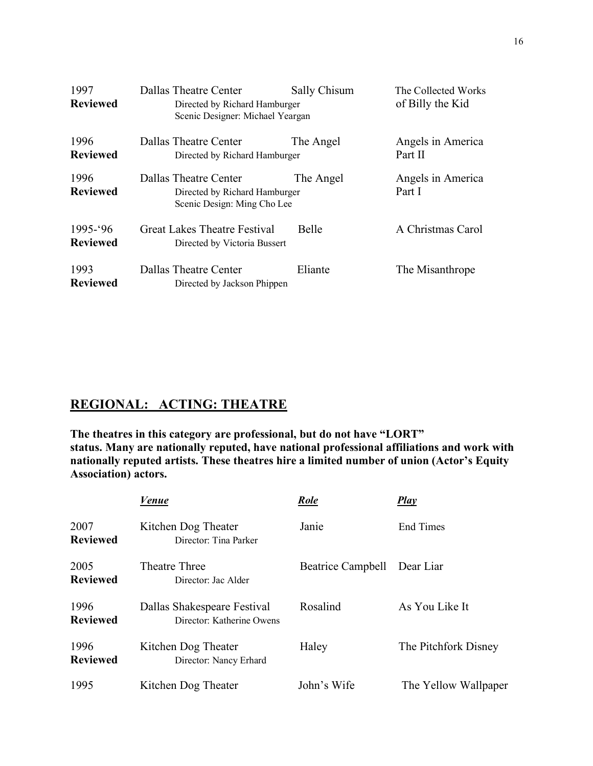| | | | |
|---|---|---|---|
| 1997 **Reviewed** | Dallas Theatre Center<br>Directed by Richard Hamburger<br>Scenic Designer: Michael Yeargan | Sally Chisum | The Collected Works of Billy the Kid |
| 1996 **Reviewed** | Dallas Theatre Center<br>Directed by Richard Hamburger | The Angel | Angels in America Part II |
| 1996 **Reviewed** | Dallas Theatre Center<br>Directed by Richard Hamburger<br>Scenic Design: Ming Cho Lee | The Angel | Angels in America Part I |
| 1995-'96 **Reviewed** | Great Lakes Theatre Festival<br>Directed by Victoria Bussert | Belle | A Christmas Carol |
| 1993 **Reviewed** | Dallas Theatre Center<br>Directed by Jackson Phippen | Eliante | The Misanthrope |

## REGIONAL: ACTING: THEATRE

**The theatres in this category are professional, but do not have "LORT" status. Many are nationally reputed, have national professional affiliations and work with nationally reputed artists. These theatres hire a limited number of union (Actor's Equity Association) actors.**

| | ***Venue*** | ***Role*** | ***Play*** |
|---|---|---|---|
| 2007 **Reviewed** | Kitchen Dog Theater<br>Director: Tina Parker | Janie | End Times |
| 2005 **Reviewed** | Theatre Three<br>Director: Jac Alder | Beatrice Campbell | Dear Liar |
| 1996 **Reviewed** | Dallas Shakespeare Festival<br>Director: Katherine Owens | Rosalind | As You Like It |
| 1996 **Reviewed** | Kitchen Dog Theater<br>Director: Nancy Erhard | Haley | The Pitchfork Disney |
| 1995 | Kitchen Dog Theater | John's Wife | The Yellow Wallpaper |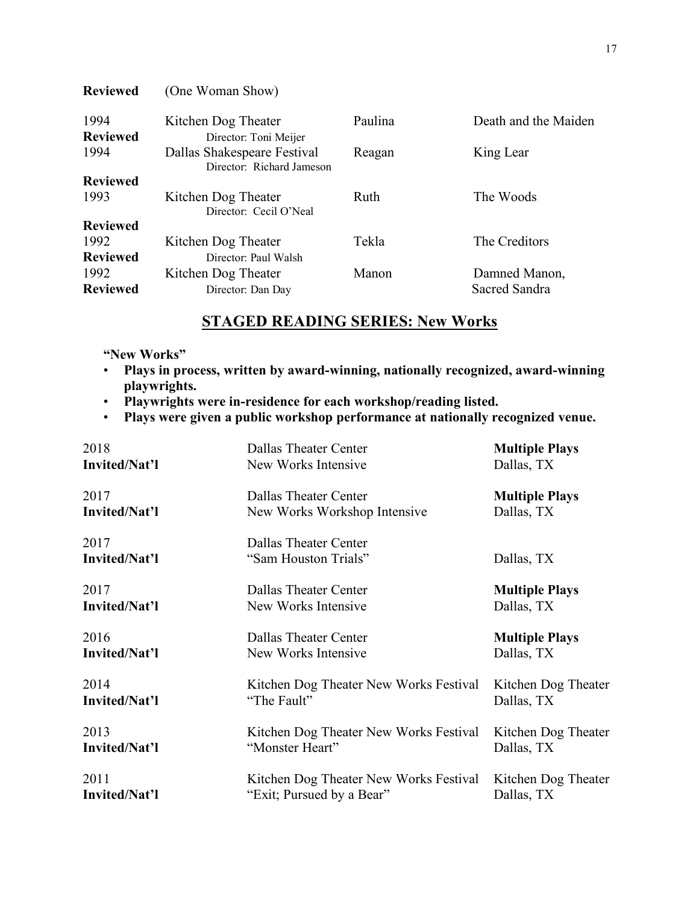**Reviewed** (One Woman Show)

| | | | |
|---|---|---|---|
| 1994 | Kitchen Dog Theater | Paulina | Death and the Maiden |
| **Reviewed** | Director: Toni Meijer | | |
| 1994 | Dallas Shakespeare Festival | Reagan | King Lear |
| | Director: Richard Jameson | | |
| **Reviewed** | | | |
| 1993 | Kitchen Dog Theater | Ruth | The Woods |
| | Director: Cecil O'Neal | | |
| **Reviewed** | | | |
| 1992 | Kitchen Dog Theater | Tekla | The Creditors |
| **Reviewed** | Director: Paul Walsh | | |
| 1992 | Kitchen Dog Theater | Manon | Damned Manon, |
| **Reviewed** | Director: Dan Day | | Sacred Sandra |

## STAGED READING SERIES: New Works

**"New Works"**

- **Plays in process, written by award-winning, nationally recognized, award-winning playwrights.**
- **Playwrights were in-residence for each workshop/reading listed.**
- **Plays were given a public workshop performance at nationally recognized venue.**

| | | |
|---|---|---|
| 2018 | Dallas Theater Center | **Multiple Plays** |
| **Invited/Nat'l** | New Works Intensive | Dallas, TX |
| 2017 | Dallas Theater Center | **Multiple Plays** |
| **Invited/Nat'l** | New Works Workshop Intensive | Dallas, TX |
| 2017 | Dallas Theater Center | |
| **Invited/Nat'l** | "Sam Houston Trials" | Dallas, TX |
| 2017 | Dallas Theater Center | **Multiple Plays** |
| **Invited/Nat'l** | New Works Intensive | Dallas, TX |
| 2016 | Dallas Theater Center | **Multiple Plays** |
| **Invited/Nat'l** | New Works Intensive | Dallas, TX |
| 2014 | Kitchen Dog Theater New Works Festival | Kitchen Dog Theater |
| **Invited/Nat'l** | "The Fault" | Dallas, TX |
| 2013 | Kitchen Dog Theater New Works Festival | Kitchen Dog Theater |
| **Invited/Nat'l** | "Monster Heart" | Dallas, TX |
| 2011 | Kitchen Dog Theater New Works Festival | Kitchen Dog Theater |
| **Invited/Nat'l** | "Exit; Pursued by a Bear" | Dallas, TX |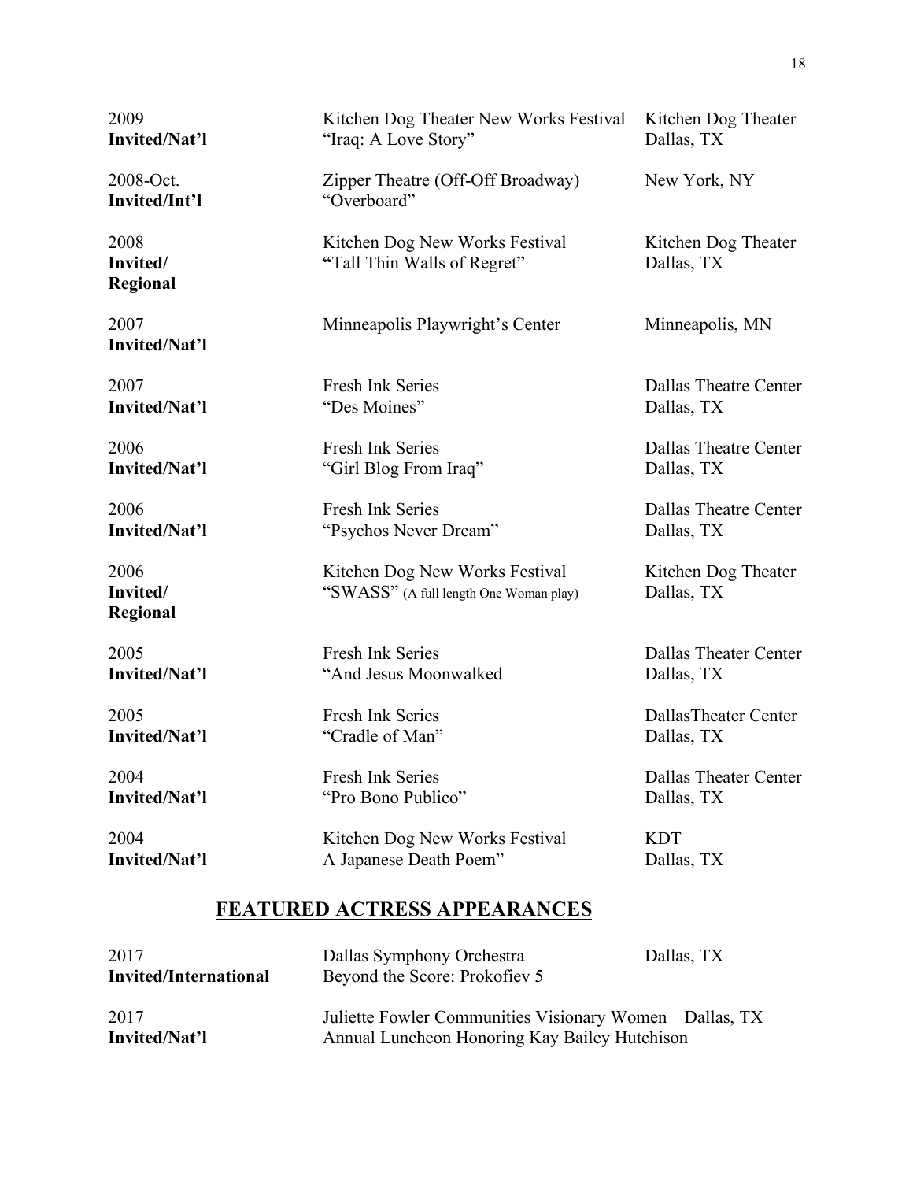| | | |
|---|---|---|
| 2009<br>**Invited/Nat'l** | Kitchen Dog Theater New Works Festival<br>"Iraq: A Love Story" | Kitchen Dog Theater<br>Dallas, TX |
| 2008-Oct.<br>**Invited/Int'l** | Zipper Theatre (Off-Off Broadway)<br>"Overboard" | New York, NY |
| 2008<br>**Invited/ Regional** | Kitchen Dog New Works Festival<br>**"**Tall Thin Walls of Regret" | Kitchen Dog Theater<br>Dallas, TX |
| 2007<br>**Invited/Nat'l** | Minneapolis Playwright's Center | Minneapolis, MN |
| 2007<br>**Invited/Nat'l** | Fresh Ink Series<br>"Des Moines" | Dallas Theatre Center<br>Dallas, TX |
| 2006<br>**Invited/Nat'l** | Fresh Ink Series<br>"Girl Blog From Iraq" | Dallas Theatre Center<br>Dallas, TX |
| 2006<br>**Invited/Nat'l** | Fresh Ink Series<br>"Psychos Never Dream" | Dallas Theatre Center<br>Dallas, TX |
| 2006<br>**Invited/ Regional** | Kitchen Dog New Works Festival<br>"SWASS" (A full length One Woman play) | Kitchen Dog Theater<br>Dallas, TX |
| 2005<br>**Invited/Nat'l** | Fresh Ink Series<br>"And Jesus Moonwalked | Dallas Theater Center<br>Dallas, TX |
| 2005<br>**Invited/Nat'l** | Fresh Ink Series<br>"Cradle of Man" | DallasTheater Center<br>Dallas, TX |
| 2004<br>**Invited/Nat'l** | Fresh Ink Series<br>"Pro Bono Publico" | Dallas Theater Center<br>Dallas, TX |
| 2004<br>**Invited/Nat'l** | Kitchen Dog New Works Festival<br>A Japanese Death Poem" | KDT<br>Dallas, TX |

## FEATURED ACTRESS APPEARANCES

| | | |
|---|---|---|
| 2017<br>**Invited/International** | Dallas Symphony Orchestra<br>Beyond the Score: Prokofiev 5 | Dallas, TX |
| 2017<br>**Invited/Nat'l** | Juliette Fowler Communities Visionary Women<br>Annual Luncheon Honoring Kay Bailey Hutchison | Dallas, TX |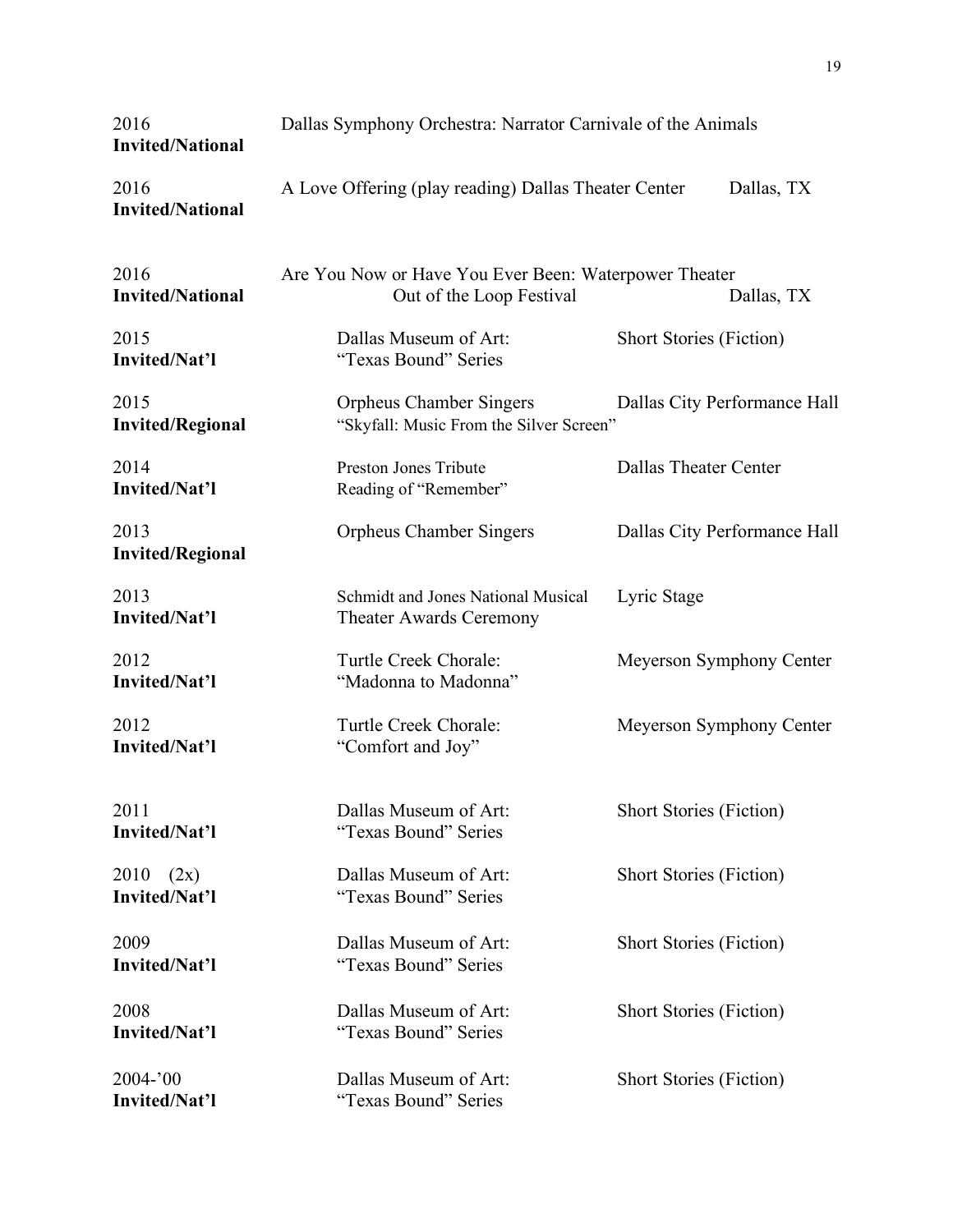2016
**Invited/National**

Dallas Symphony Orchestra: Narrator Carnivale of the Animals

2016
**Invited/National**

A Love Offering (play reading) Dallas Theater Center Dallas, TX

2016
**Invited/National**

Are You Now or Have You Ever Been: Waterpower Theater
Out of the Loop Festival Dallas, TX

2015
**Invited/Nat'l**

Dallas Museum of Art: "Texas Bound" Series — Short Stories (Fiction)

2015
**Invited/Regional**

Orpheus Chamber Singers "Skyfall: Music From the Silver Screen" — Dallas City Performance Hall

2014
**Invited/Nat'l**

Preston Jones Tribute Reading of "Remember" — Dallas Theater Center

2013
**Invited/Regional**

Orpheus Chamber Singers — Dallas City Performance Hall

2013
**Invited/Nat'l**

Schmidt and Jones National Musical Theater Awards Ceremony — Lyric Stage

2012
**Invited/Nat'l**

Turtle Creek Chorale: "Madonna to Madonna" — Meyerson Symphony Center

2012
**Invited/Nat'l**

Turtle Creek Chorale: "Comfort and Joy" — Meyerson Symphony Center

2011
**Invited/Nat'l**

Dallas Museum of Art: "Texas Bound" Series — Short Stories (Fiction)

2010 (2x)
**Invited/Nat'l**

Dallas Museum of Art: "Texas Bound" Series — Short Stories (Fiction)

2009
**Invited/Nat'l**

Dallas Museum of Art: "Texas Bound" Series — Short Stories (Fiction)

2008
**Invited/Nat'l**

Dallas Museum of Art: "Texas Bound" Series — Short Stories (Fiction)

2004-'00
**Invited/Nat'l**

Dallas Museum of Art: "Texas Bound" Series — Short Stories (Fiction)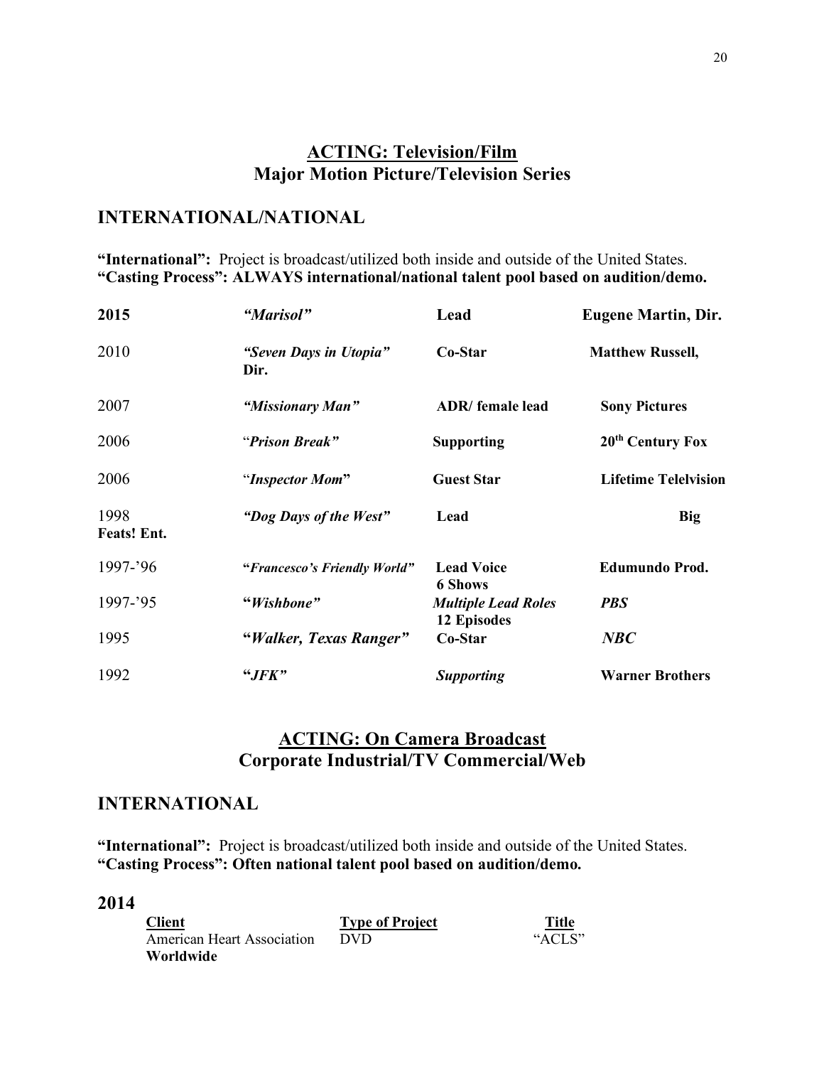## ACTING: Television/Film
## Major Motion Picture/Television Series

### INTERNATIONAL/NATIONAL

**"International":** Project is broadcast/utilized both inside and outside of the United States.
**"Casting Process": ALWAYS international/national talent pool based on audition/demo.**

| | | | |
|---|---|---|---|
| **2015** | ***"Marisol"*** | **Lead** | **Eugene Martin, Dir.** |
| 2010 | ***"Seven Days in Utopia"*** | **Co-Star** | **Matthew Russell, Dir.** |
| 2007 | ***"Missionary Man"*** | **ADR/ female lead** | **Sony Pictures** |
| 2006 | "***Prison Break"*** | **Supporting** | **20th Century Fox** |
| 2006 | "***Inspector Mom*"** | **Guest Star** | **Lifetime Telelvision** |
| 1998 | ***"Dog Days of the West"*** | **Lead** | **Big Feats! Ent.** |
| 1997-'96 | **"*Francesco's Friendly World"*** | **Lead Voice 6 Shows** | **Edumundo Prod.** |
| 1997-'95 | **"*Wishbone"*** | ***Multiple Lead Roles* 12 Episodes** | ***PBS*** |
| 1995 | **"*Walker, Texas Ranger"*** | **Co-Star** | ***NBC*** |
| 1992 | **"*JFK"*** | ***Supporting*** | **Warner Brothers** |

## ACTING: On Camera Broadcast
## Corporate Industrial/TV Commercial/Web

### INTERNATIONAL

**"International":** Project is broadcast/utilized both inside and outside of the United States.
**"Casting Process": Often national talent pool based on audition/demo.**

### 2014

| Client | Type of Project | Title |
|---|---|---|
| American Heart Association **Worldwide** | DVD | "ACLS" |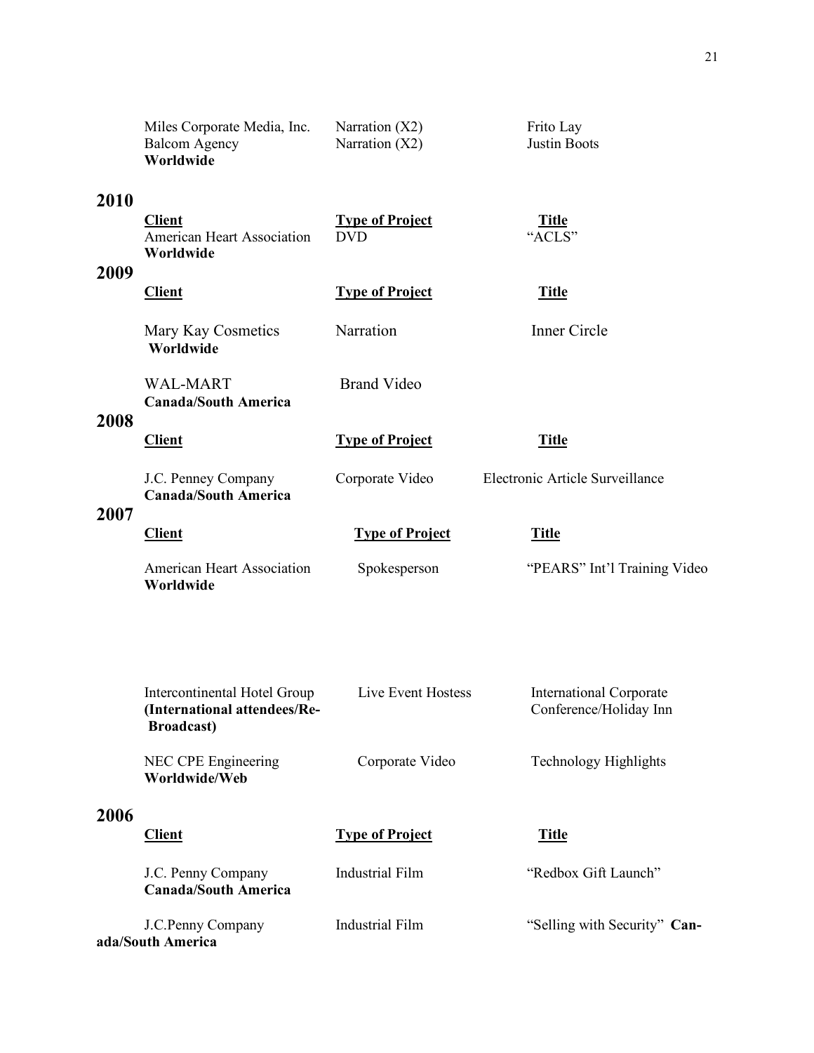| Client | Type of Project | Title |
|---|---|---|
| Miles Corporate Media, Inc. | Narration (X2) | Frito Lay |
| Balcom Agency **Worldwide** | Narration (X2) | Justin Boots |

## 2010

| Client | Type of Project | Title |
|---|---|---|
| American Heart Association **Worldwide** | DVD | "ACLS" |

## 2009

| Client | Type of Project | Title |
|---|---|---|
| Mary Kay Cosmetics **Worldwide** | Narration | Inner Circle |
| WAL-MART **Canada/South America** | Brand Video | |

## 2008

| Client | Type of Project | Title |
|---|---|---|
| J.C. Penney Company **Canada/South America** | Corporate Video | Electronic Article Surveillance |

## 2007

| Client | Type of Project | Title |
|---|---|---|
| American Heart Association **Worldwide** | Spokesperson | "PEARS" Int'l Training Video |
| Intercontinental Hotel Group **(International attendees/Re-Broadcast)** | Live Event Hostess | International Corporate Conference/Holiday Inn |
| NEC CPE Engineering **Worldwide/Web** | Corporate Video | Technology Highlights |

## 2006

| Client | Type of Project | Title |
|---|---|---|
| J.C. Penny Company **Canada/South America** | Industrial Film | "Redbox Gift Launch" |
| J.C.Penny Company **Canada/South America** | Industrial Film | "Selling with Security" |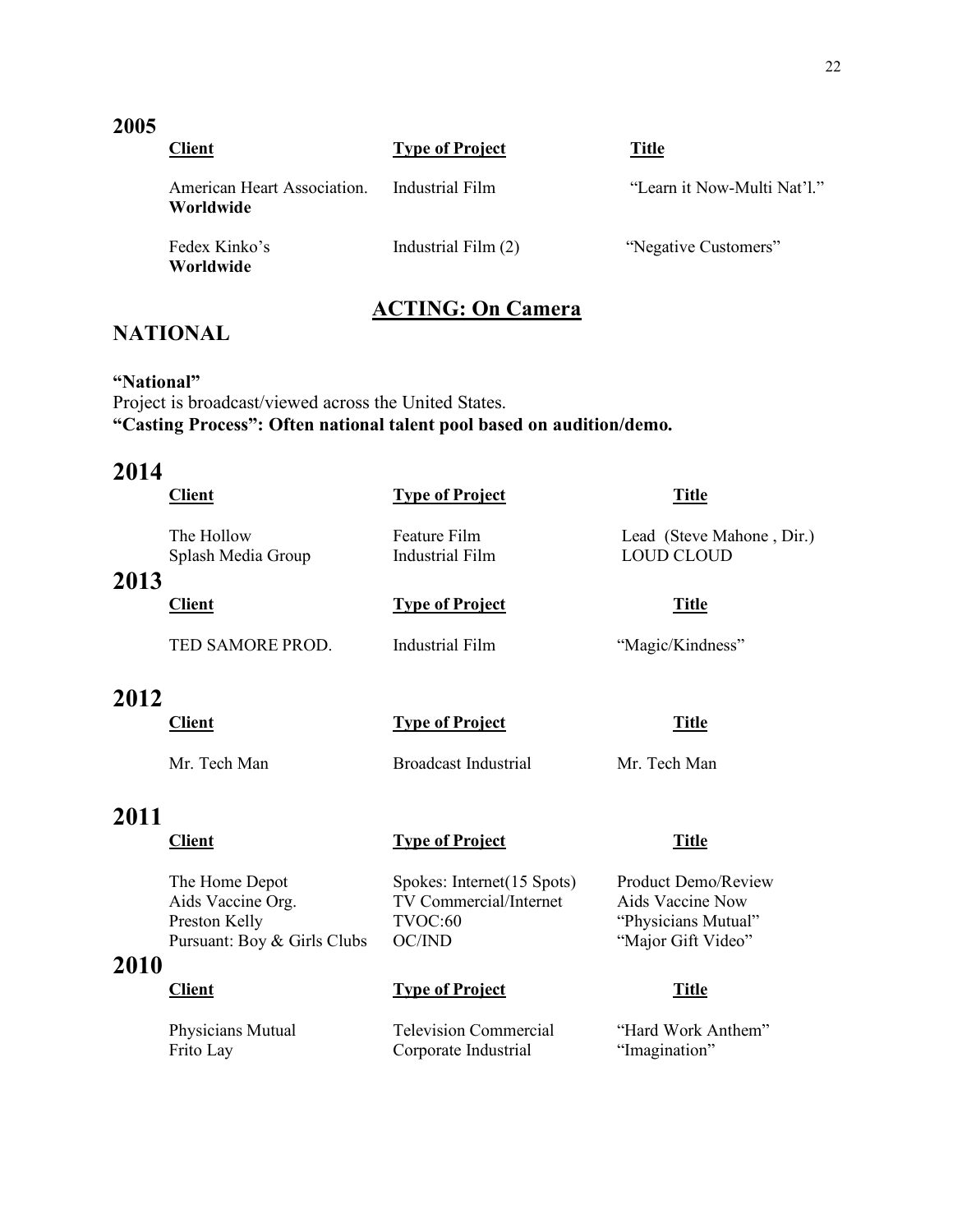## 2005

| Client | Type of Project | Title |
|---|---|---|
| American Heart Association. **Worldwide** | Industrial Film | "Learn it Now-Multi Nat'l." |
| Fedex Kinko's **Worldwide** | Industrial Film (2) | "Negative Customers" |

# ACTING: On Camera

## NATIONAL

**"National"**
Project is broadcast/viewed across the United States.
**"Casting Process": Often national talent pool based on audition/demo.**

## 2014

| Client | Type of Project | Title |
|---|---|---|
| The Hollow | Feature Film | Lead (Steve Mahone , Dir.) |
| Splash Media Group | Industrial Film | LOUD CLOUD |

## 2013

| Client | Type of Project | Title |
|---|---|---|
| TED SAMORE PROD. | Industrial Film | "Magic/Kindness" |

## 2012

| Client | Type of Project | Title |
|---|---|---|
| Mr. Tech Man | Broadcast Industrial | Mr. Tech Man |

## 2011

| Client | Type of Project | Title |
|---|---|---|
| The Home Depot | Spokes: Internet(15 Spots) | Product Demo/Review |
| Aids Vaccine Org. | TV Commercial/Internet | Aids Vaccine Now |
| Preston Kelly | TVOC:60 | "Physicians Mutual" |
| Pursuant: Boy & Girls Clubs | OC/IND | "Major Gift Video" |

## 2010

| Client | Type of Project | Title |
|---|---|---|
| Physicians Mutual | Television Commercial | "Hard Work Anthem" |
| Frito Lay | Corporate Industrial | "Imagination" |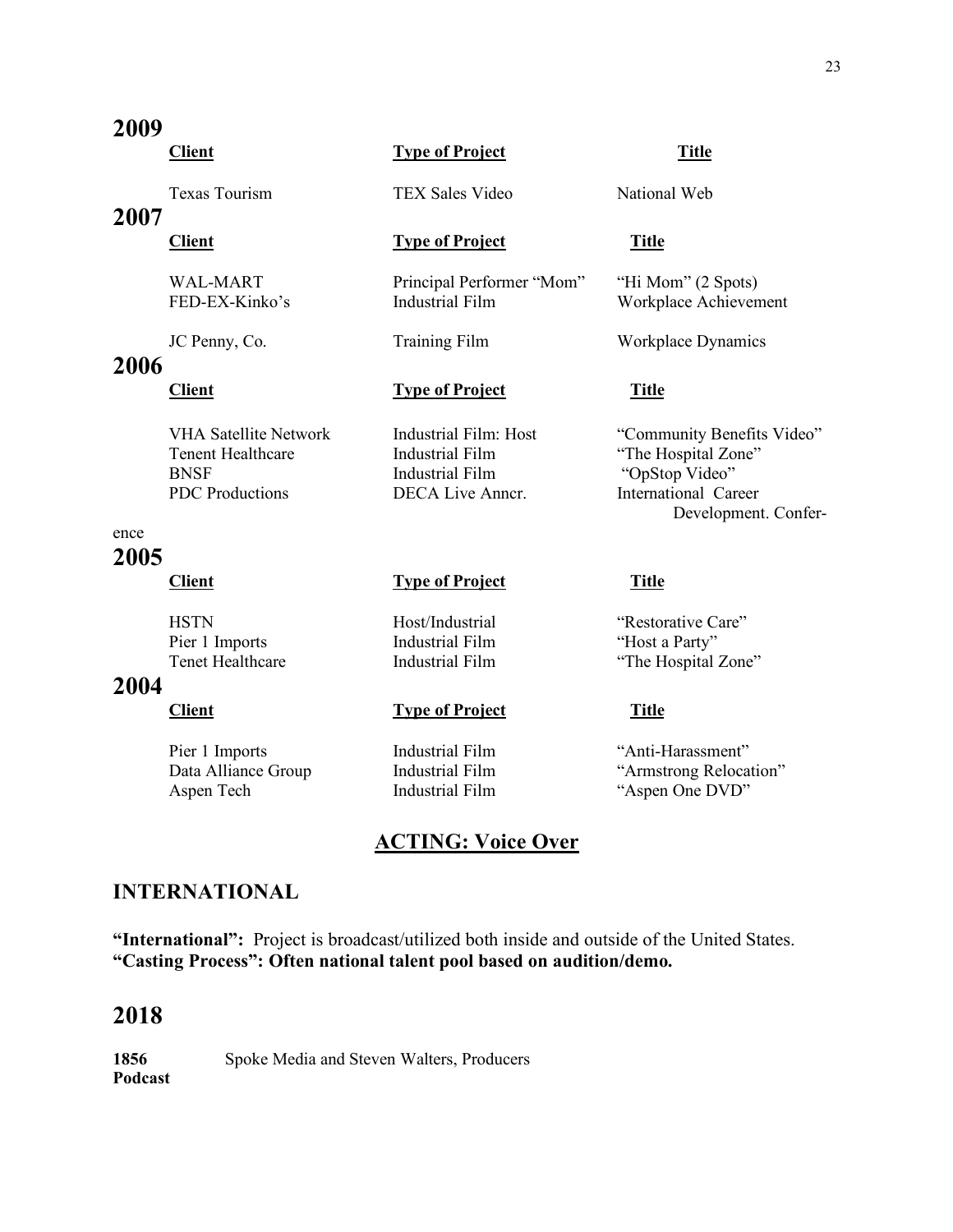## 2009

| Client | Type of Project | Title |
| --- | --- | --- |
| Texas Tourism | TEX Sales Video | National Web |

## 2007

| Client | Type of Project | Title |
| --- | --- | --- |
| WAL-MART | Principal Performer "Mom" | "Hi Mom" (2 Spots) |
| FED-EX-Kinko's | Industrial Film | Workplace Achievement |
| JC Penny, Co. | Training Film | Workplace Dynamics |

## 2006

| Client | Type of Project | Title |
| --- | --- | --- |
| VHA Satellite Network | Industrial Film: Host | "Community Benefits Video" |
| Tenent Healthcare | Industrial Film | "The Hospital Zone" |
| BNSF | Industrial Film | "OpStop Video" |
| PDC Productions | DECA Live Anncr. | International Career Development. Confer-ence |

## 2005

| Client | Type of Project | Title |
| --- | --- | --- |
| HSTN | Host/Industrial | "Restorative Care" |
| Pier 1 Imports | Industrial Film | "Host a Party" |
| Tenet Healthcare | Industrial Film | "The Hospital Zone" |

## 2004

| Client | Type of Project | Title |
| --- | --- | --- |
| Pier 1 Imports | Industrial Film | "Anti-Harassment" |
| Data Alliance Group | Industrial Film | "Armstrong Relocation" |
| Aspen Tech | Industrial Film | "Aspen One DVD" |

# ACTING: Voice Over

## INTERNATIONAL

**"International":** Project is broadcast/utilized both inside and outside of the United States.
**"Casting Process": Often national talent pool based on audition/demo.**

## 2018

**1856 Podcast** Spoke Media and Steven Walters, Producers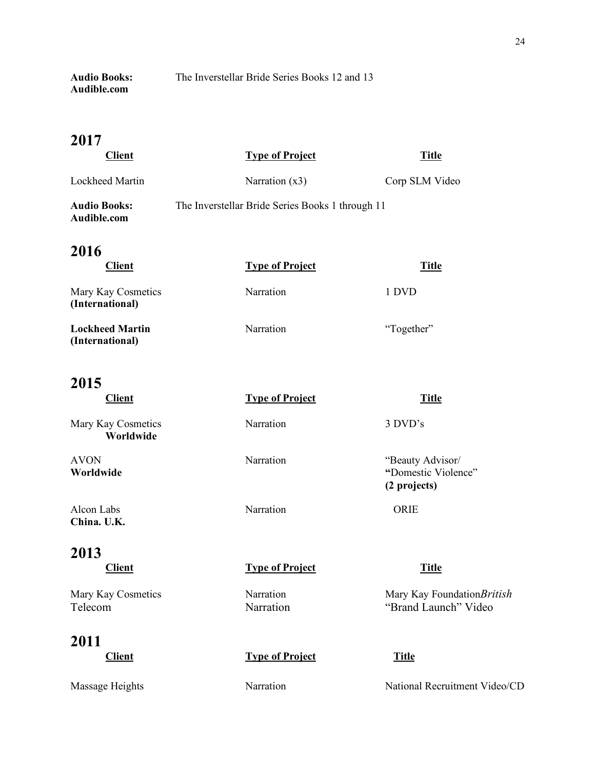**Audio Books: Audible.com** The Inverstellar Bride Series Books 12 and 13

## 2017

| Client | Type of Project | Title |
|---|---|---|
| Lockheed Martin | Narration (x3) | Corp SLM Video |

**Audio Books: Audible.com** The Inverstellar Bride Series Books 1 through 11

## 2016

| Client | Type of Project | Title |
|---|---|---|
| Mary Kay Cosmetics **(International)** | Narration | 1 DVD |
| **Lockheed Martin (International)** | Narration | "Together" |

## 2015

| Client | Type of Project | Title |
|---|---|---|
| Mary Kay Cosmetics **Worldwide** | Narration | 3 DVD's |
| AVON **Worldwide** | Narration | "Beauty Advisor/ "Domestic Violence" **(2 projects)** |
| Alcon Labs **China. U.K.** | Narration | ORIE |

## 2013

| Client | Type of Project | Title |
|---|---|---|
| Mary Kay Cosmetics | Narration | Mary Kay Foundation*British* |
| Telecom | Narration | "Brand Launch" Video |

## 2011

| Client | Type of Project | Title |
|---|---|---|
| Massage Heights | Narration | National Recruitment Video/CD |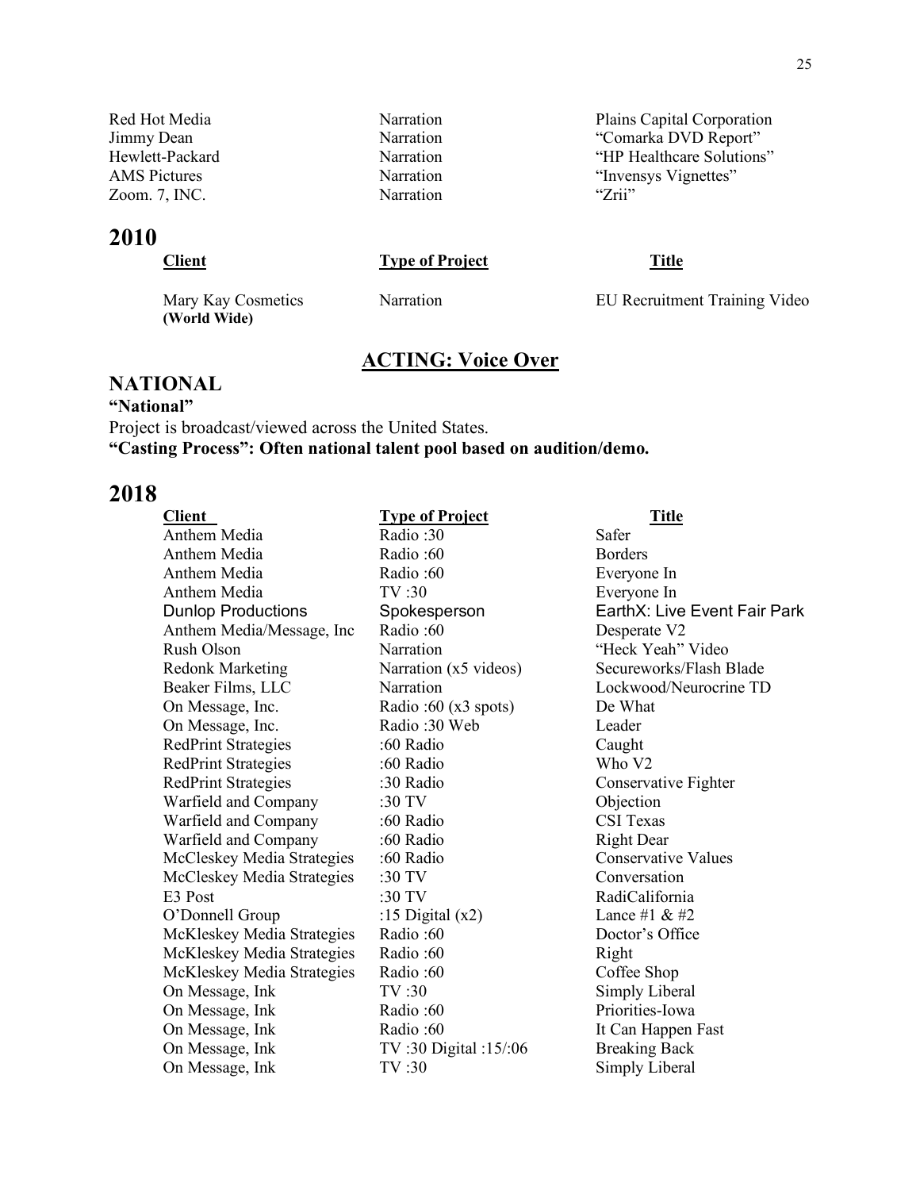| Red Hot Media | Narration | Plains Capital Corporation |
|---|---|---|
| Jimmy Dean | Narration | "Comarka DVD Report" |
| Hewlett-Packard | Narration | "HP Healthcare Solutions" |
| AMS Pictures | Narration | "Invensys Vignettes" |
| Zoom. 7, INC. | Narration | "Zrii" |

# 2010

| Client | Type of Project | Title |
|---|---|---|
| Mary Kay Cosmetics **(World Wide)** | Narration | EU Recruitment Training Video |

## ACTING: Voice Over

# NATIONAL

**"National"**

Project is broadcast/viewed across the United States.

**"Casting Process": Often national talent pool based on audition/demo.**

# 2018

| Client | Type of Project | Title |
|---|---|---|
| Anthem Media | Radio :30 | Safer |
| Anthem Media | Radio :60 | Borders |
| Anthem Media | Radio :60 | Everyone In |
| Anthem Media | TV :30 | Everyone In |
| Dunlop Productions | Spokesperson | EarthX: Live Event Fair Park |
| Anthem Media/Message, Inc | Radio :60 | Desperate V2 |
| Rush Olson | Narration | "Heck Yeah" Video |
| Redonk Marketing | Narration (x5 videos) | Secureworks/Flash Blade |
| Beaker Films, LLC | Narration | Lockwood/Neurocrine TD |
| On Message, Inc. | Radio :60 (x3 spots) | De What |
| On Message, Inc. | Radio :30 Web | Leader |
| RedPrint Strategies | :60 Radio | Caught |
| RedPrint Strategies | :60 Radio | Who V2 |
| RedPrint Strategies | :30 Radio | Conservative Fighter |
| Warfield and Company | :30 TV | Objection |
| Warfield and Company | :60 Radio | CSI Texas |
| Warfield and Company | :60 Radio | Right Dear |
| McCleskey Media Strategies | :60 Radio | Conservative Values |
| McCleskey Media Strategies | :30 TV | Conversation |
| E3 Post | :30 TV | RadiCalifornia |
| O'Donnell Group | :15 Digital (x2) | Lance #1 & #2 |
| McKleskey Media Strategies | Radio :60 | Doctor's Office |
| McKleskey Media Strategies | Radio :60 | Right |
| McKleskey Media Strategies | Radio :60 | Coffee Shop |
| On Message, Ink | TV :30 | Simply Liberal |
| On Message, Ink | Radio :60 | Priorities-Iowa |
| On Message, Ink | Radio :60 | It Can Happen Fast |
| On Message, Ink | TV :30 Digital :15/:06 | Breaking Back |
| On Message, Ink | TV :30 | Simply Liberal |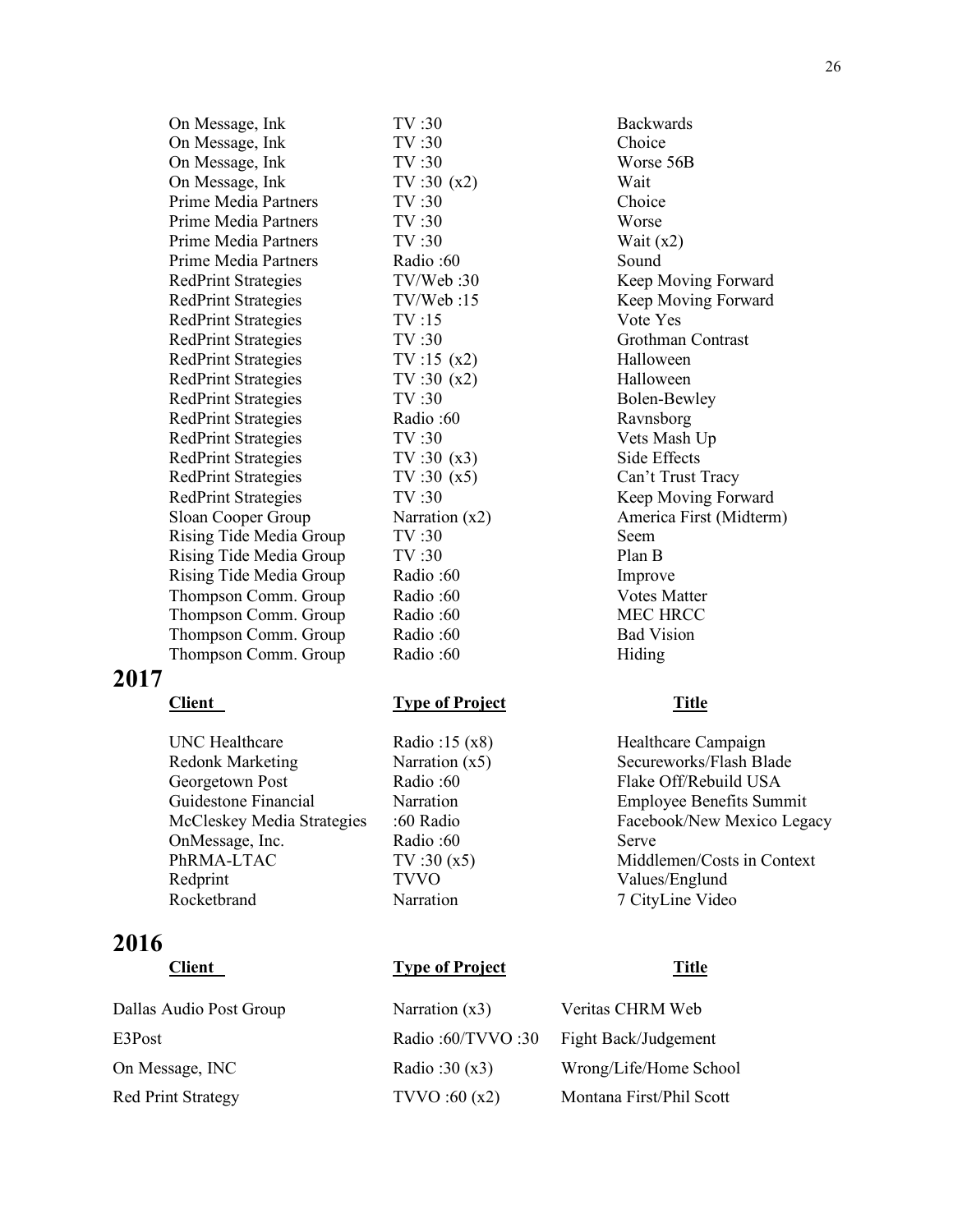| | | |
|---|---|---|
| On Message, Ink | TV :30 | Backwards |
| On Message, Ink | TV :30 | Choice |
| On Message, Ink | TV :30 | Worse 56B |
| On Message, Ink | TV :30 (x2) | Wait |
| Prime Media Partners | TV :30 | Choice |
| Prime Media Partners | TV :30 | Worse |
| Prime Media Partners | TV :30 | Wait (x2) |
| Prime Media Partners | Radio :60 | Sound |
| RedPrint Strategies | TV/Web :30 | Keep Moving Forward |
| RedPrint Strategies | TV/Web :15 | Keep Moving Forward |
| RedPrint Strategies | TV :15 | Vote Yes |
| RedPrint Strategies | TV :30 | Grothman Contrast |
| RedPrint Strategies | TV :15 (x2) | Halloween |
| RedPrint Strategies | TV :30 (x2) | Halloween |
| RedPrint Strategies | TV :30 | Bolen-Bewley |
| RedPrint Strategies | Radio :60 | Ravnsborg |
| RedPrint Strategies | TV :30 | Vets Mash Up |
| RedPrint Strategies | TV :30 (x3) | Side Effects |
| RedPrint Strategies | TV :30 (x5) | Can't Trust Tracy |
| RedPrint Strategies | TV :30 | Keep Moving Forward |
| Sloan Cooper Group | Narration (x2) | America First (Midterm) |
| Rising Tide Media Group | TV :30 | Seem |
| Rising Tide Media Group | TV :30 | Plan B |
| Rising Tide Media Group | Radio :60 | Improve |
| Thompson Comm. Group | Radio :60 | Votes Matter |
| Thompson Comm. Group | Radio :60 | MEC HRCC |
| Thompson Comm. Group | Radio :60 | Bad Vision |
| Thompson Comm. Group | Radio :60 | Hiding |

## 2017

| Client | Type of Project | Title |
|---|---|---|
| UNC Healthcare | Radio :15 (x8) | Healthcare Campaign |
| Redonk Marketing | Narration (x5) | Secureworks/Flash Blade |
| Georgetown Post | Radio :60 | Flake Off/Rebuild USA |
| Guidestone Financial | Narration | Employee Benefits Summit |
| McCleskey Media Strategies | :60 Radio | Facebook/New Mexico Legacy |
| OnMessage, Inc. | Radio :60 | Serve |
| PhRMA-LTAC | TV :30 (x5) | Middlemen/Costs in Context |
| Redprint | TVVO | Values/Englund |
| Rocketbrand | Narration | 7 CityLine Video |

## 2016

| Client | Type of Project | Title |
|---|---|---|
| Dallas Audio Post Group | Narration (x3) | Veritas CHRM Web |
| E3Post | Radio :60/TVVO :30 | Fight Back/Judgement |
| On Message, INC | Radio :30 (x3) | Wrong/Life/Home School |
| Red Print Strategy | TVVO :60 (x2) | Montana First/Phil Scott |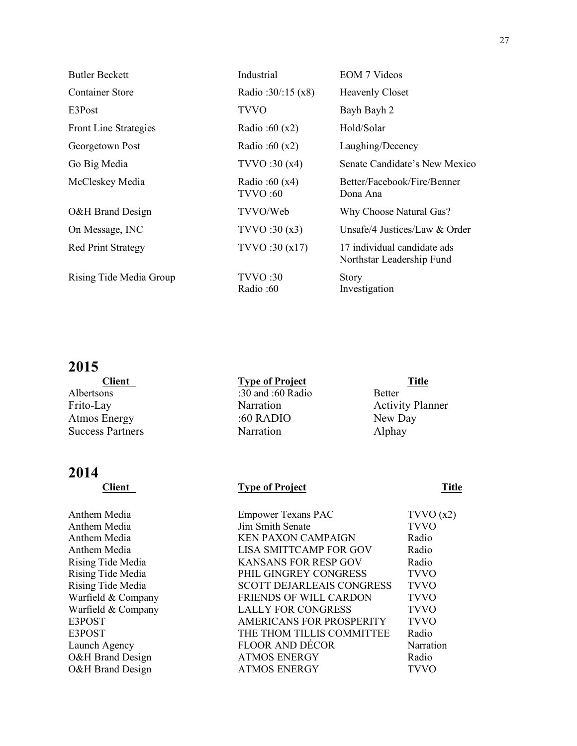| | | |
|---|---|---|
| Butler Beckett | Industrial | EOM 7 Videos |
| Container Store | Radio :30/:15 (x8) | Heavenly Closet |
| E3Post | TVVO | Bayh Bayh 2 |
| Front Line Strategies | Radio :60 (x2) | Hold/Solar |
| Georgetown Post | Radio :60 (x2) | Laughing/Decency |
| Go Big Media | TVVO :30 (x4) | Senate Candidate's New Mexico |
| McCleskey Media | Radio :60 (x4) TVVO :60 | Better/Facebook/Fire/Benner Dona Ana |
| O&H Brand Design | TVVO/Web | Why Choose Natural Gas? |
| On Message, INC | TVVO :30 (x3) | Unsafe/4 Justices/Law & Order |
| Red Print Strategy | TVVO :30 (x17) | 17 individual candidate ads Northstar Leadership Fund |
| Rising Tide Media Group | TVVO :30 Radio :60 | Story Investigation |

## 2015

| Client | Type of Project | Title |
|---|---|---|
| Albertsons | :30 and :60 Radio | Better |
| Frito-Lay | Narration | Activity Planner |
| Atmos Energy | :60 RADIO | New Day |
| Success Partners | Narration | Alphay |

## 2014

| Client | Type of Project | Title |
|---|---|---|
| Anthem Media | Empower Texans PAC | TVVO (x2) |
| Anthem Media | Jim Smith Senate | TVVO |
| Anthem Media | KEN PAXON CAMPAIGN | Radio |
| Anthem Media | LISA SMITTCAMP FOR GOV | Radio |
| Rising Tide Media | KANSANS FOR RESP GOV | Radio |
| Rising Tide Media | PHIL GINGREY CONGRESS | TVVO |
| Rising Tide Media | SCOTT DEJARLEAIS CONGRESS | TVVO |
| Warfield & Company | FRIENDS OF WILL CARDON | TVVO |
| Warfield & Company | LALLY FOR CONGRESS | TVVO |
| E3POST | AMERICANS FOR PROSPERITY | TVVO |
| E3POST | THE THOM TILLIS COMMITTEE | Radio |
| Launch Agency | FLOOR AND DÉCOR | Narration |
| O&H Brand Design | ATMOS ENERGY | Radio |
| O&H Brand Design | ATMOS ENERGY | TVVO |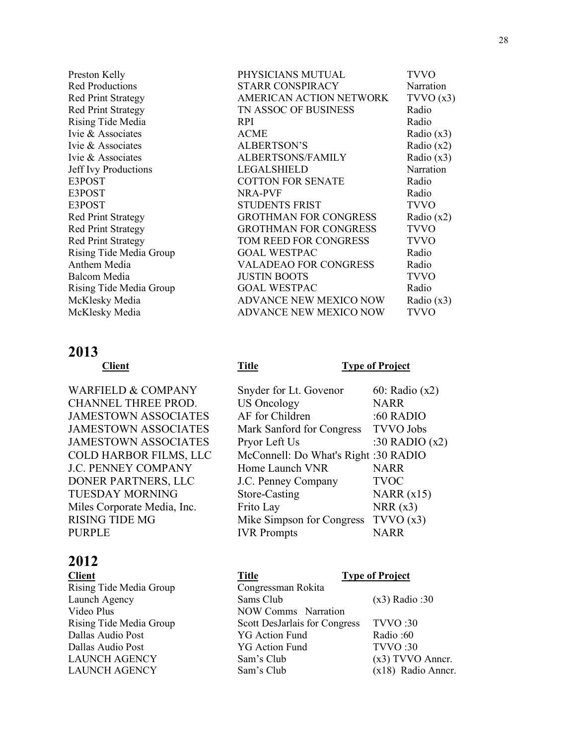| | | |
|---|---|---|
| Preston Kelly | PHYSICIANS MUTUAL | TVVO |
| Red Productions | STARR CONSPIRACY | Narration |
| Red Print Strategy | AMERICAN ACTION NETWORK | TVVO (x3) |
| Red Print Strategy | TN ASSOC OF BUSINESS | Radio |
| Rising Tide Media | RPI | Radio |
| Ivie & Associates | ACME | Radio (x3) |
| Ivie & Associates | ALBERTSON'S | Radio (x2) |
| Ivie & Associates | ALBERTSONS/FAMILY | Radio (x3) |
| Jeff Ivy Productions | LEGALSHIELD | Narration |
| E3POST | COTTON FOR SENATE | Radio |
| E3POST | NRA-PVF | Radio |
| E3POST | STUDENTS FRIST | TVVO |
| Red Print Strategy | GROTHMAN FOR CONGRESS | Radio (x2) |
| Red Print Strategy | GROTHMAN FOR CONGRESS | TVVO |
| Red Print Strategy | TOM REED FOR CONGRESS | TVVO |
| Rising Tide Media Group | GOAL WESTPAC | Radio |
| Anthem Media | VALADEAO FOR CONGRESS | Radio |
| Balcom Media | JUSTIN BOOTS | TVVO |
| Rising Tide Media Group | GOAL WESTPAC | Radio |
| McKlesky Media | ADVANCE NEW MEXICO NOW | Radio (x3) |
| McKlesky Media | ADVANCE NEW MEXICO NOW | TVVO |

# 2013

| Client | Title | Type of Project |
|---|---|---|
| WARFIELD & COMPANY | Snyder for Lt. Govenor | 60: Radio (x2) |
| CHANNEL THREE PROD. | US Oncology | NARR |
| JAMESTOWN ASSOCIATES | AF for Children | :60 RADIO |
| JAMESTOWN ASSOCIATES | Mark Sanford for Congress | TVVO Jobs |
| JAMESTOWN ASSOCIATES | Pryor Left Us | :30 RADIO (x2) |
| COLD HARBOR FILMS, LLC | McConnell: Do What's Right | :30 RADIO |
| J.C. PENNEY COMPANY | Home Launch VNR | NARR |
| DONER PARTNERS, LLC | J.C. Penney Company | TVOC |
| TUESDAY MORNING | Store-Casting | NARR (x15) |
| Miles Corporate Media, Inc. | Frito Lay | NRR (x3) |
| RISING TIDE MG | Mike Simpson for Congress | TVVO (x3) |
| PURPLE | IVR Prompts | NARR |

# 2012

| Client | Title | Type of Project |
|---|---|---|
| Rising Tide Media Group | Congressman Rokita | |
| Launch Agency | Sams Club | (x3) Radio :30 |
| Video Plus | NOW Comms Narration | |
| Rising Tide Media Group | Scott DesJarlais for Congress | TVVO :30 |
| Dallas Audio Post | YG Action Fund | Radio :60 |
| Dallas Audio Post | YG Action Fund | TVVO :30 |
| LAUNCH AGENCY | Sam's Club | (x3) TVVO Anncr. |
| LAUNCH AGENCY | Sam's Club | (x18) Radio Anncr. |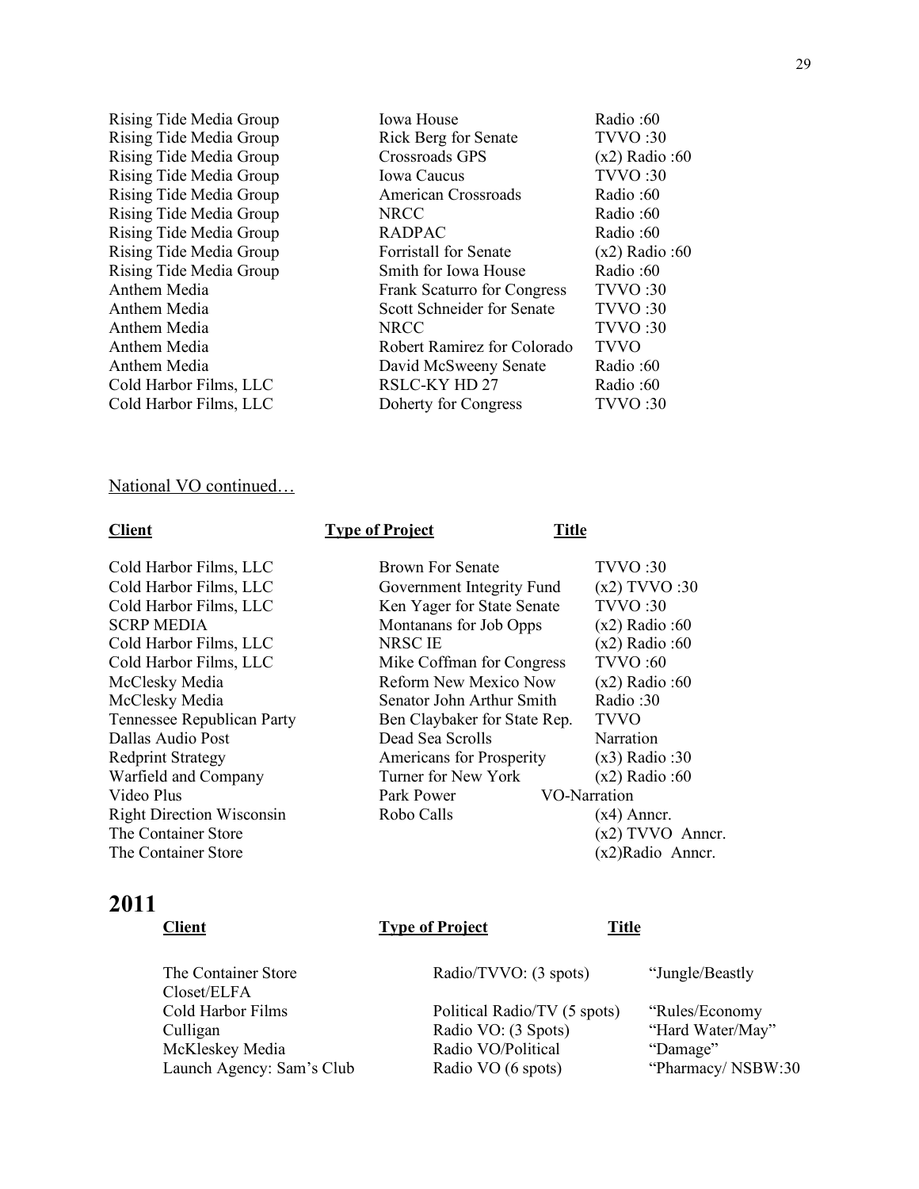| | | |
|---|---|---|
| Rising Tide Media Group | Iowa House | Radio :60 |
| Rising Tide Media Group | Rick Berg for Senate | TVVO :30 |
| Rising Tide Media Group | Crossroads GPS | (x2) Radio :60 |
| Rising Tide Media Group | Iowa Caucus | TVVO :30 |
| Rising Tide Media Group | American Crossroads | Radio :60 |
| Rising Tide Media Group | NRCC | Radio :60 |
| Rising Tide Media Group | RADPAC | Radio :60 |
| Rising Tide Media Group | Forristall for Senate | (x2) Radio :60 |
| Rising Tide Media Group | Smith for Iowa House | Radio :60 |
| Anthem Media | Frank Scaturro for Congress | TVVO :30 |
| Anthem Media | Scott Schneider for Senate | TVVO :30 |
| Anthem Media | NRCC | TVVO :30 |
| Anthem Media | Robert Ramirez for Colorado | TVVO |
| Anthem Media | David McSweeny Senate | Radio :60 |
| Cold Harbor Films, LLC | RSLC-KY HD 27 | Radio :60 |
| Cold Harbor Films, LLC | Doherty for Congress | TVVO :30 |

National VO continued…

| **Client** | **Type of Project** | **Title** |
|---|---|---|
| Cold Harbor Films, LLC | Brown For Senate | TVVO :30 |
| Cold Harbor Films, LLC | Government Integrity Fund | (x2) TVVO :30 |
| Cold Harbor Films, LLC | Ken Yager for State Senate | TVVO :30 |
| SCRP MEDIA | Montanans for Job Opps | (x2) Radio :60 |
| Cold Harbor Films, LLC | NRSC IE | (x2) Radio :60 |
| Cold Harbor Films, LLC | Mike Coffman for Congress | TVVO :60 |
| McClesky Media | Reform New Mexico Now | (x2) Radio :60 |
| McClesky Media | Senator John Arthur Smith | Radio :30 |
| Tennessee Republican Party | Ben Claybaker for State Rep. | TVVO |
| Dallas Audio Post | Dead Sea Scrolls | Narration |
| Redprint Strategy | Americans for Prosperity | (x3) Radio :30 |
| Warfield and Company | Turner for New York | (x2) Radio :60 |
| Video Plus | Park Power | VO-Narration |
| Right Direction Wisconsin | Robo Calls | (x4) Anncr. |
| The Container Store | | (x2) TVVO Anncr. |
| The Container Store | | (x2)Radio Anncr. |

## 2011

| **Client** | **Type of Project** | **Title** |
|---|---|---|
| The Container Store Closet/ELFA | Radio/TVVO: (3 spots) | "Jungle/Beastly |
| Cold Harbor Films | Political Radio/TV (5 spots) | "Rules/Economy |
| Culligan | Radio VO: (3 Spots) | "Hard Water/May" |
| McKleskey Media | Radio VO/Political | "Damage" |
| Launch Agency: Sam's Club | Radio VO (6 spots) | "Pharmacy/ NSBW:30 |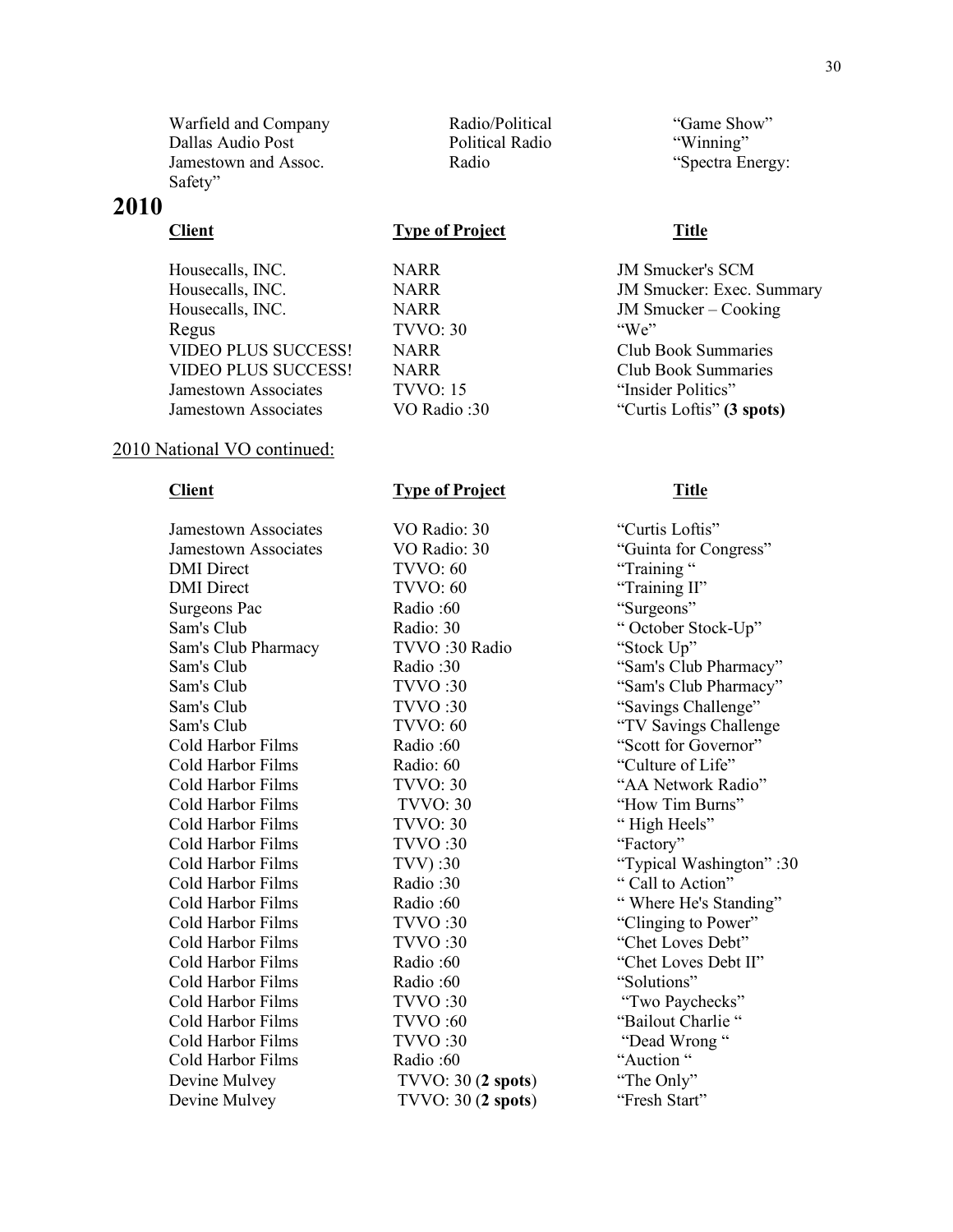| | | |
|---|---|---|
| Warfield and Company | Radio/Political | "Game Show" |
| Dallas Audio Post | Political Radio | "Winning" |
| Jamestown and Assoc. | Radio | "Spectra Energy: Safety" |

# 2010

| Client | Type of Project | Title |
|---|---|---|
| Housecalls, INC. | NARR | JM Smucker's SCM |
| Housecalls, INC. | NARR | JM Smucker: Exec. Summary |
| Housecalls, INC. | NARR | JM Smucker – Cooking |
| Regus | TVVO: 30 | "We" |
| VIDEO PLUS SUCCESS! | NARR | Club Book Summaries |
| VIDEO PLUS SUCCESS! | NARR | Club Book Summaries |
| Jamestown Associates | TVVO: 15 | "Insider Politics" |
| Jamestown Associates | VO Radio :30 | "Curtis Loftis" **(3 spots)** |

2010 National VO continued:

| Client | Type of Project | Title |
|---|---|---|
| Jamestown Associates | VO Radio: 30 | "Curtis Loftis" |
| Jamestown Associates | VO Radio: 30 | "Guinta for Congress" |
| DMI Direct | TVVO: 60 | "Training " |
| DMI Direct | TVVO: 60 | "Training II" |
| Surgeons Pac | Radio :60 | "Surgeons" |
| Sam's Club | Radio: 30 | " October Stock-Up" |
| Sam's Club Pharmacy | TVVO :30 Radio | "Stock Up" |
| Sam's Club | Radio :30 | "Sam's Club Pharmacy" |
| Sam's Club | TVVO :30 | "Sam's Club Pharmacy" |
| Sam's Club | TVVO :30 | "Savings Challenge" |
| Sam's Club | TVVO: 60 | "TV Savings Challenge |
| Cold Harbor Films | Radio :60 | "Scott for Governor" |
| Cold Harbor Films | Radio: 60 | "Culture of Life" |
| Cold Harbor Films | TVVO: 30 | "AA Network Radio" |
| Cold Harbor Films | TVVO: 30 | "How Tim Burns" |
| Cold Harbor Films | TVVO: 30 | " High Heels" |
| Cold Harbor Films | TVVO :30 | "Factory" |
| Cold Harbor Films | TVV) :30 | "Typical Washington" :30 |
| Cold Harbor Films | Radio :30 | " Call to Action" |
| Cold Harbor Films | Radio :60 | " Where He's Standing" |
| Cold Harbor Films | TVVO :30 | "Clinging to Power" |
| Cold Harbor Films | TVVO :30 | "Chet Loves Debt" |
| Cold Harbor Films | Radio :60 | "Chet Loves Debt II" |
| Cold Harbor Films | Radio :60 | "Solutions" |
| Cold Harbor Films | TVVO :30 | "Two Paychecks" |
| Cold Harbor Films | TVVO :60 | "Bailout Charlie " |
| Cold Harbor Films | TVVO :30 | "Dead Wrong " |
| Cold Harbor Films | Radio :60 | "Auction " |
| Devine Mulvey | TVVO: 30 (**2 spots**) | "The Only" |
| Devine Mulvey | TVVO: 30 (**2 spots**) | "Fresh Start" |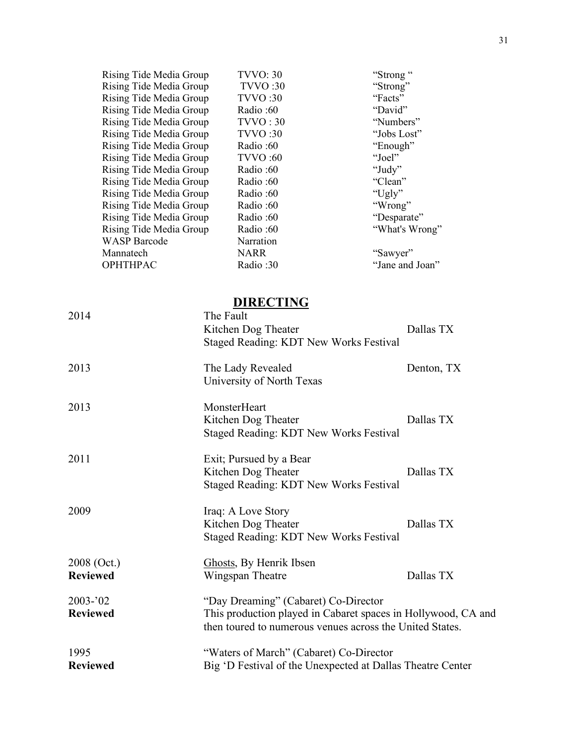| | | |
|---|---|---|
| Rising Tide Media Group | TVVO: 30 | "Strong " |
| Rising Tide Media Group | TVVO :30 | "Strong" |
| Rising Tide Media Group | TVVO :30 | "Facts" |
| Rising Tide Media Group | Radio :60 | "David" |
| Rising Tide Media Group | TVVO : 30 | "Numbers" |
| Rising Tide Media Group | TVVO :30 | "Jobs Lost" |
| Rising Tide Media Group | Radio :60 | "Enough" |
| Rising Tide Media Group | TVVO :60 | "Joel" |
| Rising Tide Media Group | Radio :60 | "Judy" |
| Rising Tide Media Group | Radio :60 | "Clean" |
| Rising Tide Media Group | Radio :60 | "Ugly" |
| Rising Tide Media Group | Radio :60 | "Wrong" |
| Rising Tide Media Group | Radio :60 | "Desparate" |
| Rising Tide Media Group | Radio :60 | "What's Wrong" |
| WASP Barcode | Narration | |
| Mannatech | NARR | "Sawyer" |
| OPHTHPAC | Radio :30 | "Jane and Joan" |

## DIRECTING

2014 — The Fault
Kitchen Dog Theater — Dallas TX
Staged Reading: KDT New Works Festival

2013 — The Lady Revealed — Denton, TX
University of North Texas

2013 — MonsterHeart
Kitchen Dog Theater — Dallas TX
Staged Reading: KDT New Works Festival

2011 — Exit; Pursued by a Bear
Kitchen Dog Theater — Dallas TX
Staged Reading: KDT New Works Festival

2009 — Iraq: A Love Story
Kitchen Dog Theater — Dallas TX
Staged Reading: KDT New Works Festival

2008 (Oct.) **Reviewed** — Ghosts, By Henrik Ibsen
Wingspan Theatre — Dallas TX

2003-'02 **Reviewed** — "Day Dreaming" (Cabaret) Co-Director
This production played in Cabaret spaces in Hollywood, CA and then toured to numerous venues across the United States.

1995 **Reviewed** — "Waters of March" (Cabaret) Co-Director
Big 'D Festival of the Unexpected at Dallas Theatre Center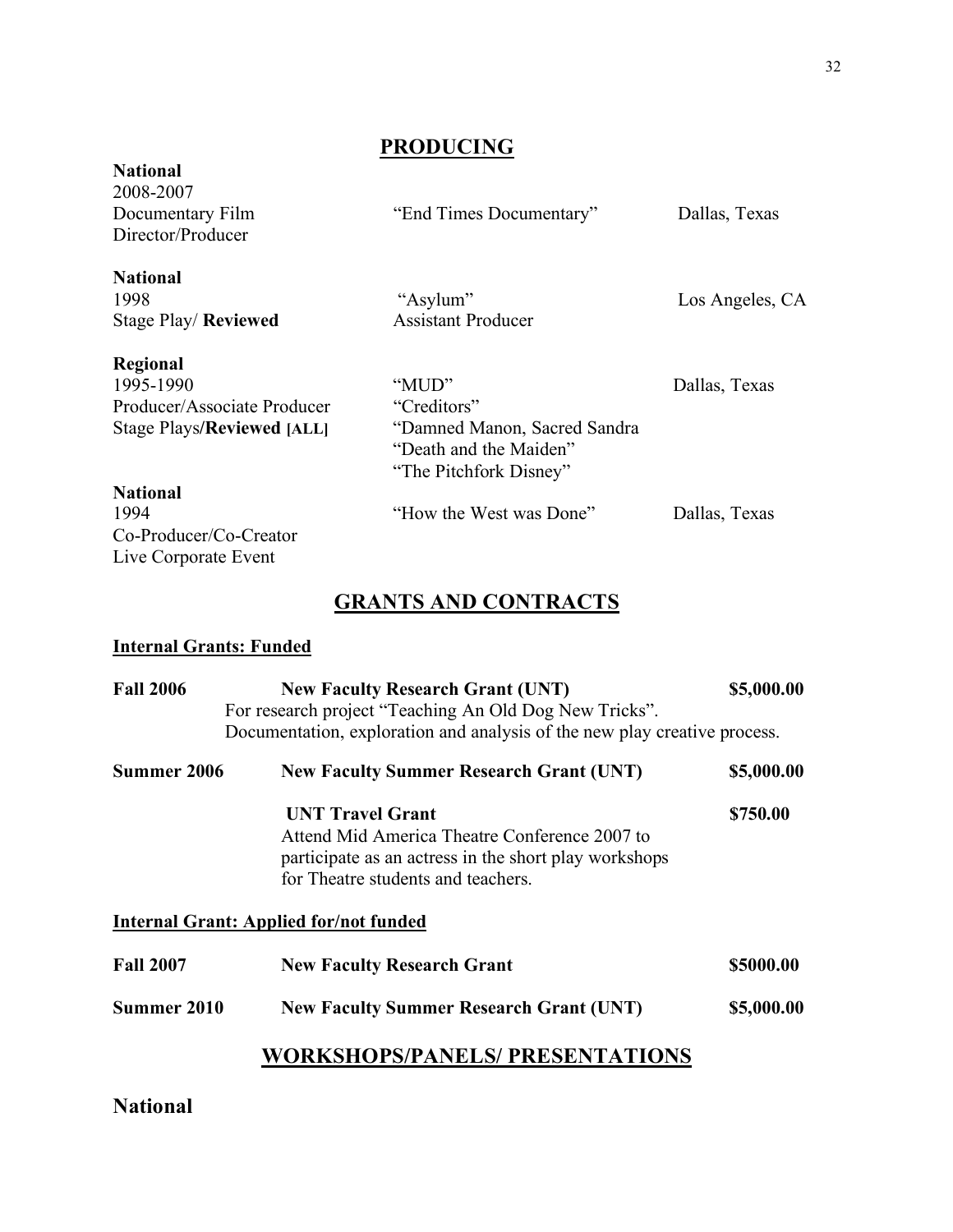## PRODUCING

**National**
2008-2007
Documentary Film — "End Times Documentary" — Dallas, Texas
Director/Producer

**National**
1998 — "Asylum" — Los Angeles, CA
Stage Play/ **Reviewed** — Assistant Producer

**Regional**
1995-1990 — "MUD" — Dallas, Texas
Producer/Associate Producer — "Creditors"
Stage Plays/**Reviewed [ALL]** — "Damned Manon, Sacred Sandra
"Death and the Maiden"
"The Pitchfork Disney"

**National**
1994 — "How the West was Done" — Dallas, Texas
Co-Producer/Co-Creator
Live Corporate Event

## GRANTS AND CONTRACTS

**Internal Grants: Funded**

**Fall 2006** — **New Faculty Research Grant (UNT)** — **$5,000.00**
For research project "Teaching An Old Dog New Tricks".
Documentation, exploration and analysis of the new play creative process.

**Summer 2006** — **New Faculty Summer Research Grant (UNT)** — **$5,000.00**

**UNT Travel Grant** — **$750.00**
Attend Mid America Theatre Conference 2007 to participate as an actress in the short play workshops for Theatre students and teachers.

**Internal Grant: Applied for/not funded**

**Fall 2007** — **New Faculty Research Grant** — **$5000.00**

**Summer 2010** — **New Faculty Summer Research Grant (UNT)** — **$5,000.00**

## WORKSHOPS/PANELS/ PRESENTATIONS

### National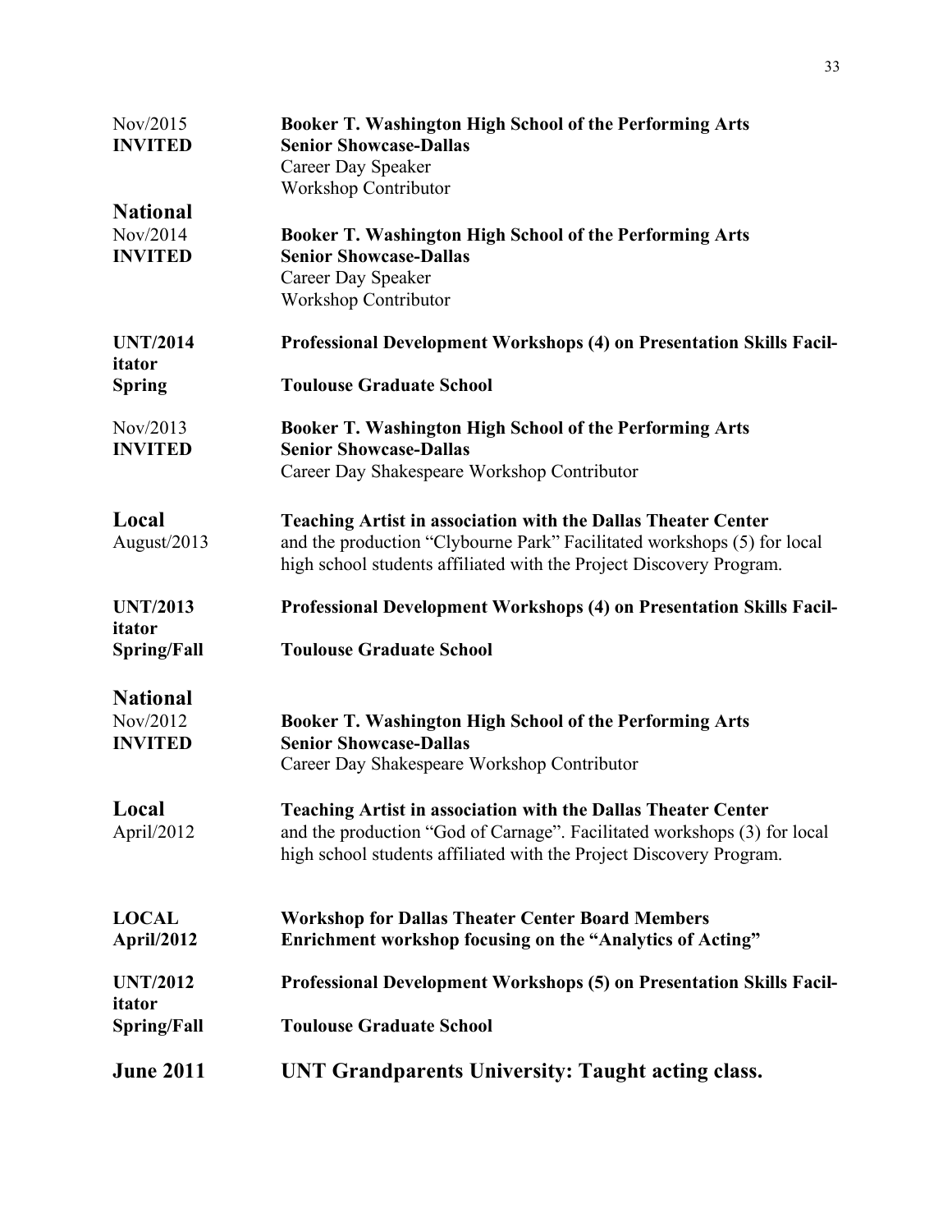Nov/2015 **INVITED** — **Booker T. Washington High School of the Performing Arts**
**Senior Showcase-Dallas**
Career Day Speaker
Workshop Contributor

**National**

Nov/2014 **INVITED** — **Booker T. Washington High School of the Performing Arts**
**Senior Showcase-Dallas**
Career Day Speaker
Workshop Contributor

**UNT/2014 Spring** — **Professional Development Workshops (4) on Presentation Skills Facilitator**
**Toulouse Graduate School**

Nov/2013 **INVITED** — **Booker T. Washington High School of the Performing Arts**
**Senior Showcase-Dallas**
Career Day Shakespeare Workshop Contributor

**Local**

August/2013 — **Teaching Artist in association with the Dallas Theater Center** and the production "Clybourne Park" Facilitated workshops (5) for local high school students affiliated with the Project Discovery Program.

**UNT/2013 Spring/Fall** — **Professional Development Workshops (4) on Presentation Skills Facilitator**
**Toulouse Graduate School**

**National**

Nov/2012 **INVITED** — **Booker T. Washington High School of the Performing Arts**
**Senior Showcase-Dallas**
Career Day Shakespeare Workshop Contributor

**Local**

April/2012 — **Teaching Artist in association with the Dallas Theater Center** and the production "God of Carnage". Facilitated workshops (3) for local high school students affiliated with the Project Discovery Program.

**LOCAL April/2012** — **Workshop for Dallas Theater Center Board Members**
**Enrichment workshop focusing on the "Analytics of Acting"**

**UNT/2012 Spring/Fall** — **Professional Development Workshops (5) on Presentation Skills Facilitator**
**Toulouse Graduate School**

**June 2011** — **UNT Grandparents University: Taught acting class.**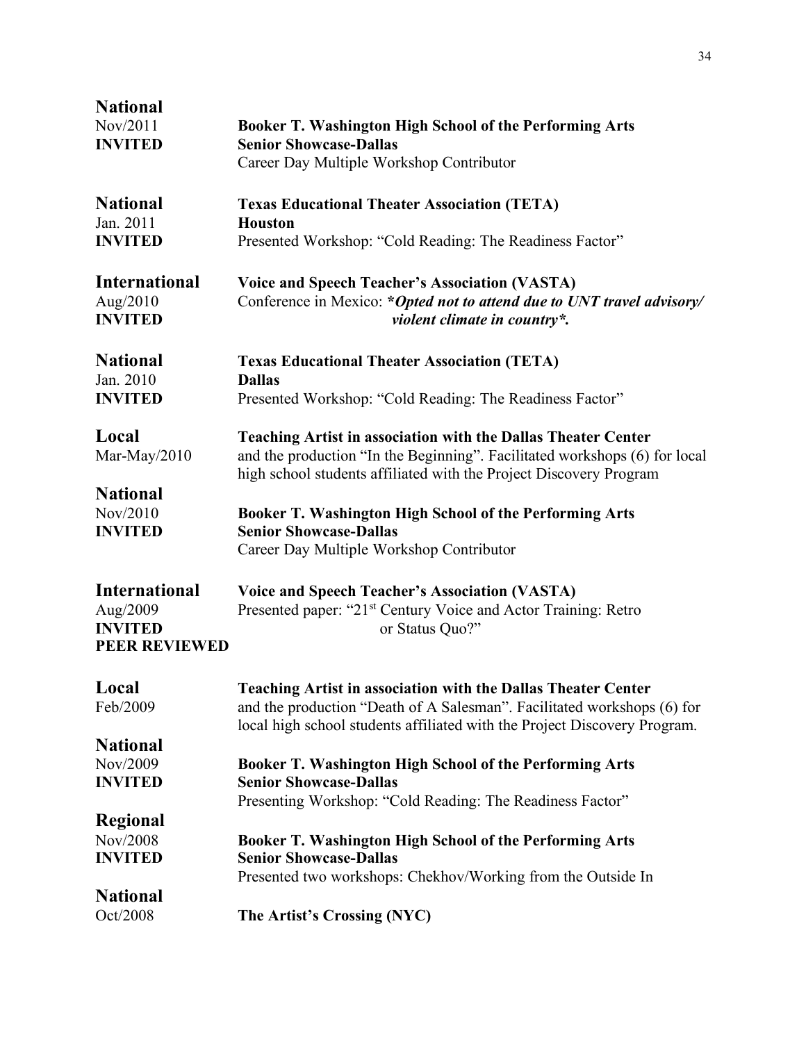**National**
Nov/2011
**INVITED**

**Booker T. Washington High School of the Performing Arts**
**Senior Showcase-Dallas**
Career Day Multiple Workshop Contributor

**National**
Jan. 2011
**INVITED**

**Texas Educational Theater Association (TETA)**
**Houston**
Presented Workshop: "Cold Reading: The Readiness Factor"

**International**
Aug/2010
**INVITED**

**Voice and Speech Teacher's Association (VASTA)**
Conference in Mexico: ***Opted not to attend due to UNT travel advisory/ violent climate in country*.***

**National**
Jan. 2010
**INVITED**

**Texas Educational Theater Association (TETA)**
**Dallas**
Presented Workshop: "Cold Reading: The Readiness Factor"

**Local**
Mar-May/2010

**Teaching Artist in association with the Dallas Theater Center**
and the production "In the Beginning". Facilitated workshops (6) for local high school students affiliated with the Project Discovery Program

**National**
Nov/2010
**INVITED**

**Booker T. Washington High School of the Performing Arts**
**Senior Showcase-Dallas**
Career Day Multiple Workshop Contributor

**International**
Aug/2009
**INVITED**
**PEER REVIEWED**

**Voice and Speech Teacher's Association (VASTA)**
Presented paper: "21st Century Voice and Actor Training: Retro or Status Quo?"

**Local**
Feb/2009

**Teaching Artist in association with the Dallas Theater Center**
and the production "Death of A Salesman". Facilitated workshops (6) for local high school students affiliated with the Project Discovery Program.

**National**
Nov/2009
**INVITED**

**Booker T. Washington High School of the Performing Arts**
**Senior Showcase-Dallas**
Presenting Workshop: "Cold Reading: The Readiness Factor"

**Regional**
Nov/2008
**INVITED**

**Booker T. Washington High School of the Performing Arts**
**Senior Showcase-Dallas**
Presented two workshops: Chekhov/Working from the Outside In

**National**
Oct/2008

**The Artist's Crossing (NYC)**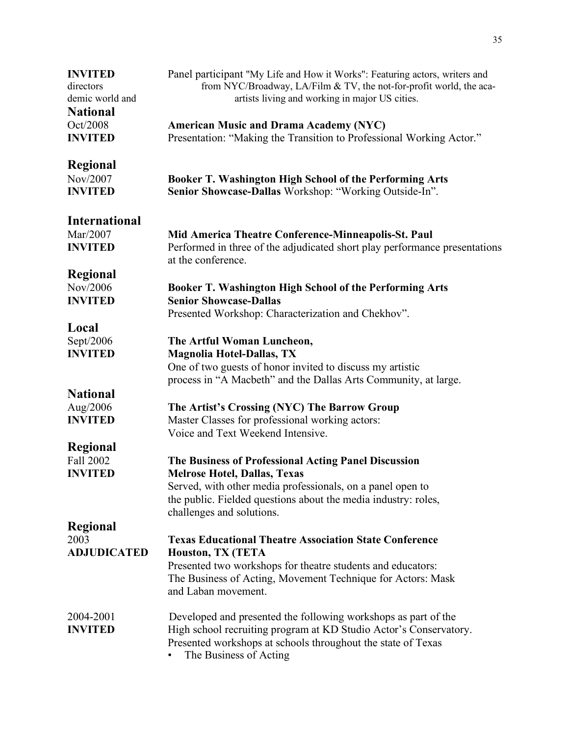**INVITED** Panel participant "My Life and How it Works": Featuring actors, writers and directors from NYC/Broadway, LA/Film & TV, the not-for-profit world, the academic world and artists living and working in major US cities.

**National**

Oct/2008 **American Music and Drama Academy (NYC)**

**INVITED** Presentation: "Making the Transition to Professional Working Actor."

**Regional**

Nov/2007 **Booker T. Washington High School of the Performing Arts**

**INVITED** **Senior Showcase-Dallas** Workshop: "Working Outside-In".

**International**

Mar/2007 **Mid America Theatre Conference-Minneapolis-St. Paul**

**INVITED** Performed in three of the adjudicated short play performance presentations at the conference.

**Regional**

Nov/2006 **Booker T. Washington High School of the Performing Arts**

**INVITED** **Senior Showcase-Dallas**

Presented Workshop: Characterization and Chekhov".

**Local**

Sept/2006 **The Artful Woman Luncheon,**

**INVITED** **Magnolia Hotel-Dallas, TX**

One of two guests of honor invited to discuss my artistic process in "A Macbeth" and the Dallas Arts Community, at large.

**National**

Aug/2006 **The Artist's Crossing (NYC) The Barrow Group**

**INVITED** Master Classes for professional working actors: Voice and Text Weekend Intensive.

**Regional**

Fall 2002 **The Business of Professional Acting Panel Discussion**

**INVITED** **Melrose Hotel, Dallas, Texas**

Served, with other media professionals, on a panel open to the public. Fielded questions about the media industry: roles, challenges and solutions.

**Regional**

2003 **Texas Educational Theatre Association State Conference**

**ADJUDICATED** **Houston, TX (TETA**

Presented two workshops for theatre students and educators: The Business of Acting, Movement Technique for Actors: Mask and Laban movement.

2004-2001 Developed and presented the following workshops as part of the

**INVITED** High school recruiting program at KD Studio Actor's Conservatory. Presented workshops at schools throughout the state of Texas

- The Business of Acting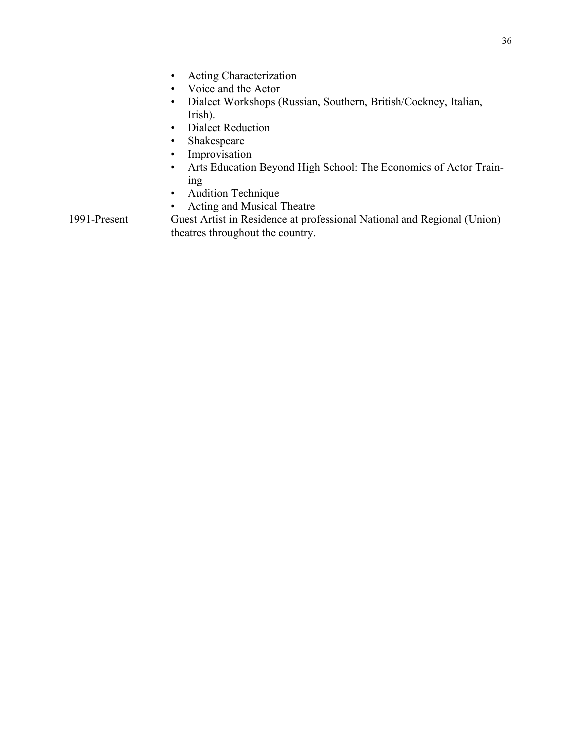- Acting Characterization
- Voice and the Actor
- Dialect Workshops (Russian, Southern, British/Cockney, Italian, Irish).
- Dialect Reduction
- Shakespeare
- Improvisation
- Arts Education Beyond High School: The Economics of Actor Training
- Audition Technique
- Acting and Musical Theatre

1991-Present Guest Artist in Residence at professional National and Regional (Union) theatres throughout the country.